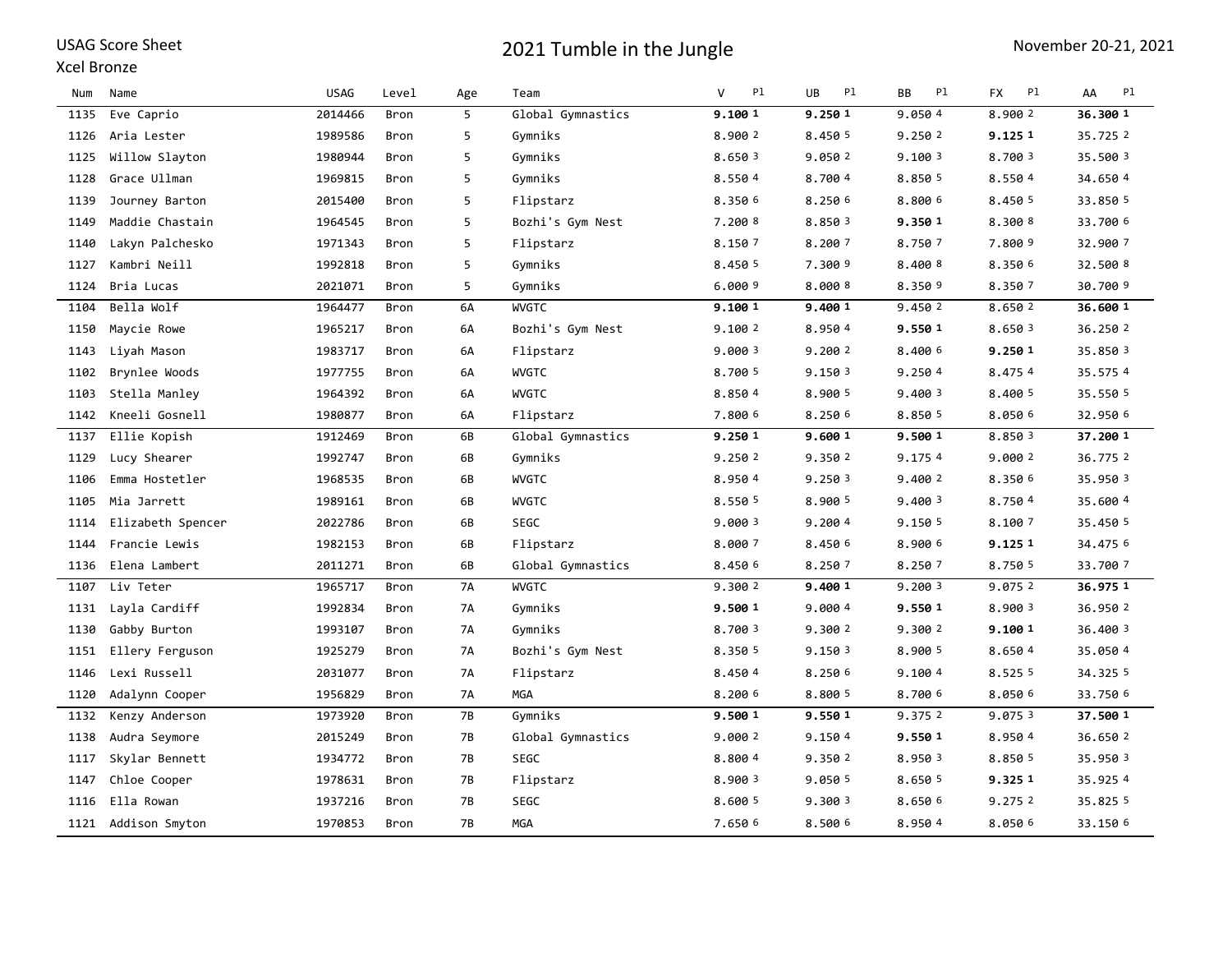USAG Score Sheet

Xcel Bronze

# 2021 Tumble in the Jungle

November 20-21, 2021

| Num | Name | USAG | Level | Age | Team | V | Pl | UB | Pl | BB | Pl | FX | Pl | AA | Pl |
|---|---|---|---|---|---|---|---|---|---|---|---|---|---|---|---|
| 1135 | Eve Caprio | 2014466 | Bron | 5 | Global Gymnastics | **9.100** | **1** | **9.250** | **1** | 9.050 | 4 | 8.900 | 2 | **36.300** | **1** |
| 1126 | Aria Lester | 1989586 | Bron | 5 | Gymniks | 8.900 | 2 | 8.450 | 5 | 9.250 | 2 | **9.125** | **1** | 35.725 | 2 |
| 1125 | Willow Slayton | 1980944 | Bron | 5 | Gymniks | 8.650 | 3 | 9.050 | 2 | 9.100 | 3 | 8.700 | 3 | 35.500 | 3 |
| 1128 | Grace Ullman | 1969815 | Bron | 5 | Gymniks | 8.550 | 4 | 8.700 | 4 | 8.850 | 5 | 8.550 | 4 | 34.650 | 4 |
| 1139 | Journey Barton | 2015400 | Bron | 5 | Flipstarz | 8.350 | 6 | 8.250 | 6 | 8.800 | 6 | 8.450 | 5 | 33.850 | 5 |
| 1149 | Maddie Chastain | 1964545 | Bron | 5 | Bozhi's Gym Nest | 7.200 | 8 | 8.850 | 3 | **9.350** | **1** | 8.300 | 8 | 33.700 | 6 |
| 1140 | Lakyn Palchesko | 1971343 | Bron | 5 | Flipstarz | 8.150 | 7 | 8.200 | 7 | 8.750 | 7 | 7.800 | 9 | 32.900 | 7 |
| 1127 | Kambri Neill | 1992818 | Bron | 5 | Gymniks | 8.450 | 5 | 7.300 | 9 | 8.400 | 8 | 8.350 | 6 | 32.500 | 8 |
| 1124 | Bria Lucas | 2021071 | Bron | 5 | Gymniks | 6.000 | 9 | 8.000 | 8 | 8.350 | 9 | 8.350 | 7 | 30.700 | 9 |
| 1104 | Bella Wolf | 1964477 | Bron | 6A | WVGTC | **9.100** | **1** | **9.400** | **1** | 9.450 | 2 | 8.650 | 2 | **36.600** | **1** |
| 1150 | Maycie Rowe | 1965217 | Bron | 6A | Bozhi's Gym Nest | 9.100 | 2 | 8.950 | 4 | **9.550** | **1** | 8.650 | 3 | 36.250 | 2 |
| 1143 | Liyah Mason | 1983717 | Bron | 6A | Flipstarz | 9.000 | 3 | 9.200 | 2 | 8.400 | 6 | **9.250** | **1** | 35.850 | 3 |
| 1102 | Brynlee Woods | 1977755 | Bron | 6A | WVGTC | 8.700 | 5 | 9.150 | 3 | 9.250 | 4 | 8.475 | 4 | 35.575 | 4 |
| 1103 | Stella Manley | 1964392 | Bron | 6A | WVGTC | 8.850 | 4 | 8.900 | 5 | 9.400 | 3 | 8.400 | 5 | 35.550 | 5 |
| 1142 | Kneeli Gosnell | 1980877 | Bron | 6A | Flipstarz | 7.800 | 6 | 8.250 | 6 | 8.850 | 5 | 8.050 | 6 | 32.950 | 6 |
| 1137 | Ellie Kopish | 1912469 | Bron | 6B | Global Gymnastics | **9.250** | **1** | **9.600** | **1** | **9.500** | **1** | 8.850 | 3 | **37.200** | **1** |
| 1129 | Lucy Shearer | 1992747 | Bron | 6B | Gymniks | 9.250 | 2 | 9.350 | 2 | 9.175 | 4 | 9.000 | 2 | 36.775 | 2 |
| 1106 | Emma Hostetler | 1968535 | Bron | 6B | WVGTC | 8.950 | 4 | 9.250 | 3 | 9.400 | 2 | 8.350 | 6 | 35.950 | 3 |
| 1105 | Mia Jarrett | 1989161 | Bron | 6B | WVGTC | 8.550 | 5 | 8.900 | 5 | 9.400 | 3 | 8.750 | 4 | 35.600 | 4 |
| 1114 | Elizabeth Spencer | 2022786 | Bron | 6B | SEGC | 9.000 | 3 | 9.200 | 4 | 9.150 | 5 | 8.100 | 7 | 35.450 | 5 |
| 1144 | Francie Lewis | 1982153 | Bron | 6B | Flipstarz | 8.000 | 7 | 8.450 | 6 | 8.900 | 6 | **9.125** | **1** | 34.475 | 6 |
| 1136 | Elena Lambert | 2011271 | Bron | 6B | Global Gymnastics | 8.450 | 6 | 8.250 | 7 | 8.250 | 7 | 8.750 | 5 | 33.700 | 7 |
| 1107 | Liv Teter | 1965717 | Bron | 7A | WVGTC | 9.300 | 2 | **9.400** | **1** | 9.200 | 3 | 9.075 | 2 | **36.975** | **1** |
| 1131 | Layla Cardiff | 1992834 | Bron | 7A | Gymniks | **9.500** | **1** | 9.000 | 4 | **9.550** | **1** | 8.900 | 3 | 36.950 | 2 |
| 1130 | Gabby Burton | 1993107 | Bron | 7A | Gymniks | 8.700 | 3 | 9.300 | 2 | 9.300 | 2 | **9.100** | **1** | 36.400 | 3 |
| 1151 | Ellery Ferguson | 1925279 | Bron | 7A | Bozhi's Gym Nest | 8.350 | 5 | 9.150 | 3 | 8.900 | 5 | 8.650 | 4 | 35.050 | 4 |
| 1146 | Lexi Russell | 2031077 | Bron | 7A | Flipstarz | 8.450 | 4 | 8.250 | 6 | 9.100 | 4 | 8.525 | 5 | 34.325 | 5 |
| 1120 | Adalynn Cooper | 1956829 | Bron | 7A | MGA | 8.200 | 6 | 8.800 | 5 | 8.700 | 6 | 8.050 | 6 | 33.750 | 6 |
| 1132 | Kenzy Anderson | 1973920 | Bron | 7B | Gymniks | **9.500** | **1** | **9.550** | **1** | 9.375 | 2 | 9.075 | 3 | **37.500** | **1** |
| 1138 | Audra Seymore | 2015249 | Bron | 7B | Global Gymnastics | 9.000 | 2 | 9.150 | 4 | **9.550** | **1** | 8.950 | 4 | 36.650 | 2 |
| 1117 | Skylar Bennett | 1934772 | Bron | 7B | SEGC | 8.800 | 4 | 9.350 | 2 | 8.950 | 3 | 8.850 | 5 | 35.950 | 3 |
| 1147 | Chloe Cooper | 1978631 | Bron | 7B | Flipstarz | 8.900 | 3 | 9.050 | 5 | 8.650 | 5 | **9.325** | **1** | 35.925 | 4 |
| 1116 | Ella Rowan | 1937216 | Bron | 7B | SEGC | 8.600 | 5 | 9.300 | 3 | 8.650 | 6 | 9.275 | 2 | 35.825 | 5 |
| 1121 | Addison Smyton | 1970853 | Bron | 7B | MGA | 7.650 | 6 | 8.500 | 6 | 8.950 | 4 | 8.050 | 6 | 33.150 | 6 |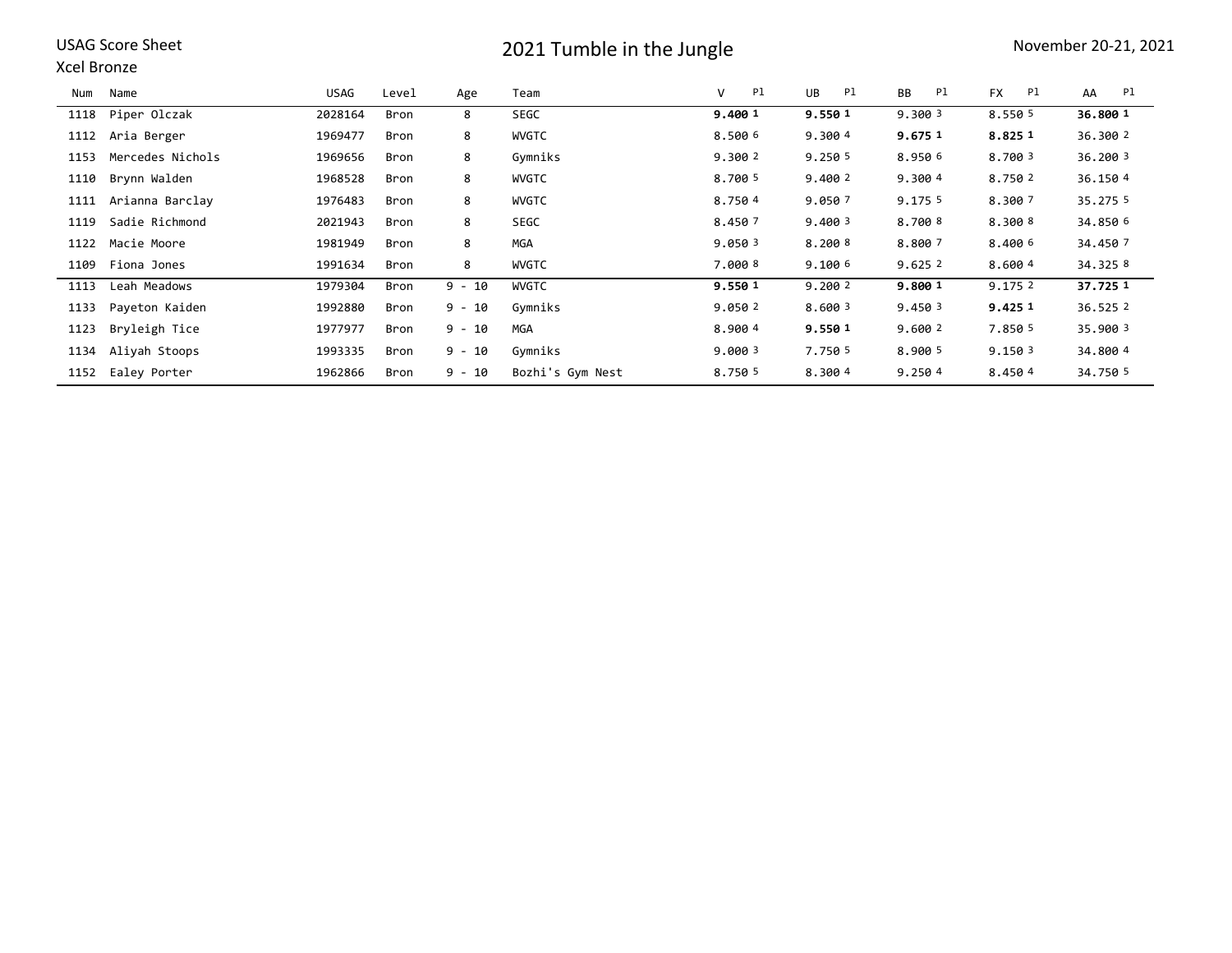USAG Score Sheet

Xcel Bronze

# 2021 Tumble in the Jungle

November 20-21, 2021

| Num | Name | USAG | Level | Age | Team | V | Pl | UB | Pl | BB | Pl | FX | Pl | AA | Pl |
|---|---|---|---|---|---|---|---|---|---|---|---|---|---|---|---|
| 1118 | Piper Olczak | 2028164 | Bron | 8 | SEGC | **9.400** | **1** | **9.550** | **1** | 9.300 | 3 | 8.550 | 5 | **36.800** | **1** |
| 1112 | Aria Berger | 1969477 | Bron | 8 | WVGTC | 8.500 | 6 | 9.300 | 4 | **9.675** | **1** | **8.825** | **1** | 36.300 | 2 |
| 1153 | Mercedes Nichols | 1969656 | Bron | 8 | Gymniks | 9.300 | 2 | 9.250 | 5 | 8.950 | 6 | 8.700 | 3 | 36.200 | 3 |
| 1110 | Brynn Walden | 1968528 | Bron | 8 | WVGTC | 8.700 | 5 | 9.400 | 2 | 9.300 | 4 | 8.750 | 2 | 36.150 | 4 |
| 1111 | Arianna Barclay | 1976483 | Bron | 8 | WVGTC | 8.750 | 4 | 9.050 | 7 | 9.175 | 5 | 8.300 | 7 | 35.275 | 5 |
| 1119 | Sadie Richmond | 2021943 | Bron | 8 | SEGC | 8.450 | 7 | 9.400 | 3 | 8.700 | 8 | 8.300 | 8 | 34.850 | 6 |
| 1122 | Macie Moore | 1981949 | Bron | 8 | MGA | 9.050 | 3 | 8.200 | 8 | 8.800 | 7 | 8.400 | 6 | 34.450 | 7 |
| 1109 | Fiona Jones | 1991634 | Bron | 8 | WVGTC | 7.000 | 8 | 9.100 | 6 | 9.625 | 2 | 8.600 | 4 | 34.325 | 8 |
| 1113 | Leah Meadows | 1979304 | Bron | 9 - 10 | WVGTC | **9.550** | **1** | 9.200 | 2 | **9.800** | **1** | 9.175 | 2 | **37.725** | **1** |
| 1133 | Payeton Kaiden | 1992880 | Bron | 9 - 10 | Gymniks | 9.050 | 2 | 8.600 | 3 | 9.450 | 3 | **9.425** | **1** | 36.525 | 2 |
| 1123 | Bryleigh Tice | 1977977 | Bron | 9 - 10 | MGA | 8.900 | 4 | **9.550** | **1** | 9.600 | 2 | 7.850 | 5 | 35.900 | 3 |
| 1134 | Aliyah Stoops | 1993335 | Bron | 9 - 10 | Gymniks | 9.000 | 3 | 7.750 | 5 | 8.900 | 5 | 9.150 | 3 | 34.800 | 4 |
| 1152 | Ealey Porter | 1962866 | Bron | 9 - 10 | Bozhi's Gym Nest | 8.750 | 5 | 8.300 | 4 | 9.250 | 4 | 8.450 | 4 | 34.750 | 5 |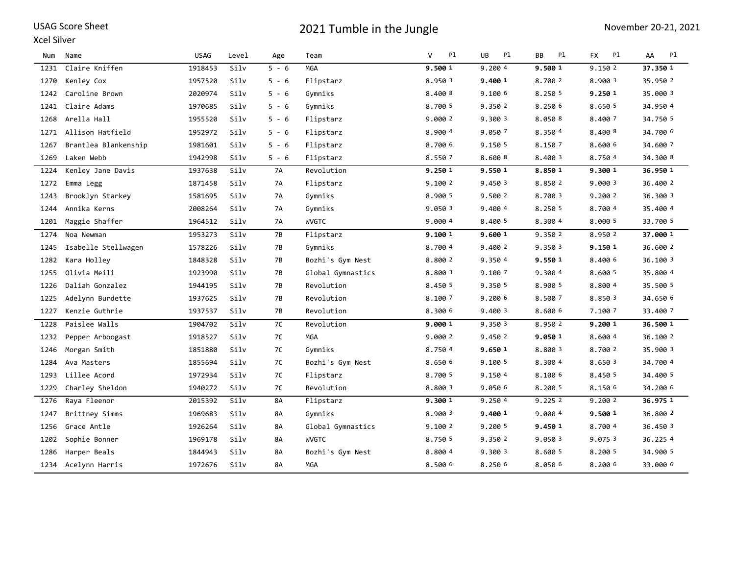USAG Score Sheet

Xcel Silver

# 2021 Tumble in the Jungle

November 20-21, 2021

| Num | Name | USAG | Level | Age | Team | V | Pl | UB | Pl | BB | Pl | FX | Pl | AA | Pl |
|---|---|---|---|---|---|---|---|---|---|---|---|---|---|---|---|
| 1231 | Claire Kniffen | 1918453 | Silv | 5 - 6 | MGA | **9.500** | **1** | 9.200 | 4 | **9.500** | **1** | 9.150 | 2 | **37.350** | **1** |
| 1270 | Kenley Cox | 1957520 | Silv | 5 - 6 | Flipstarz | 8.950 | 3 | **9.400** | **1** | 8.700 | 2 | 8.900 | 3 | 35.950 | 2 |
| 1242 | Caroline Brown | 2020974 | Silv | 5 - 6 | Gymniks | 8.400 | 8 | 9.100 | 6 | 8.250 | 5 | **9.250** | **1** | 35.000 | 3 |
| 1241 | Claire Adams | 1970685 | Silv | 5 - 6 | Gymniks | 8.700 | 5 | 9.350 | 2 | 8.250 | 6 | 8.650 | 5 | 34.950 | 4 |
| 1268 | Arella Hall | 1955520 | Silv | 5 - 6 | Flipstarz | 9.000 | 2 | 9.300 | 3 | 8.050 | 8 | 8.400 | 7 | 34.750 | 5 |
| 1271 | Allison Hatfield | 1952972 | Silv | 5 - 6 | Flipstarz | 8.900 | 4 | 9.050 | 7 | 8.350 | 4 | 8.400 | 8 | 34.700 | 6 |
| 1267 | Brantlea Blankenship | 1981601 | Silv | 5 - 6 | Flipstarz | 8.700 | 6 | 9.150 | 5 | 8.150 | 7 | 8.600 | 6 | 34.600 | 7 |
| 1269 | Laken Webb | 1942998 | Silv | 5 - 6 | Flipstarz | 8.550 | 7 | 8.600 | 8 | 8.400 | 3 | 8.750 | 4 | 34.300 | 8 |
| 1224 | Kenley Jane Davis | 1937638 | Silv | 7A | Revolution | **9.250** | **1** | **9.550** | **1** | **8.850** | **1** | **9.300** | **1** | **36.950** | **1** |
| 1272 | Emma Legg | 1871458 | Silv | 7A | Flipstarz | 9.100 | 2 | 9.450 | 3 | 8.850 | 2 | 9.000 | 3 | 36.400 | 2 |
| 1243 | Brooklyn Starkey | 1581695 | Silv | 7A | Gymniks | 8.900 | 5 | 9.500 | 2 | 8.700 | 3 | 9.200 | 2 | 36.300 | 3 |
| 1244 | Annika Kerns | 2008264 | Silv | 7A | Gymniks | 9.050 | 3 | 9.400 | 4 | 8.250 | 5 | 8.700 | 4 | 35.400 | 4 |
| 1201 | Maggie Shaffer | 1964512 | Silv | 7A | WVGTC | 9.000 | 4 | 8.400 | 5 | 8.300 | 4 | 8.000 | 5 | 33.700 | 5 |
| 1274 | Noa Newman | 1953273 | Silv | 7B | Flipstarz | **9.100** | **1** | **9.600** | **1** | 9.350 | 2 | 8.950 | 2 | **37.000** | **1** |
| 1245 | Isabelle Stellwagen | 1578226 | Silv | 7B | Gymniks | 8.700 | 4 | 9.400 | 2 | 9.350 | 3 | **9.150** | **1** | 36.600 | 2 |
| 1282 | Kara Holley | 1848328 | Silv | 7B | Bozhi's Gym Nest | 8.800 | 2 | 9.350 | 4 | **9.550** | **1** | 8.400 | 6 | 36.100 | 3 |
| 1255 | Olivia Meili | 1923990 | Silv | 7B | Global Gymnastics | 8.800 | 3 | 9.100 | 7 | 9.300 | 4 | 8.600 | 5 | 35.800 | 4 |
| 1226 | Daliah Gonzalez | 1944195 | Silv | 7B | Revolution | 8.450 | 5 | 9.350 | 5 | 8.900 | 5 | 8.800 | 4 | 35.500 | 5 |
| 1225 | Adelynn Burdette | 1937625 | Silv | 7B | Revolution | 8.100 | 7 | 9.200 | 6 | 8.500 | 7 | 8.850 | 3 | 34.650 | 6 |
| 1227 | Kenzie Guthrie | 1937537 | Silv | 7B | Revolution | 8.300 | 6 | 9.400 | 3 | 8.600 | 6 | 7.100 | 7 | 33.400 | 7 |
| 1228 | Paislee Walls | 1904702 | Silv | 7C | Revolution | **9.000** | **1** | 9.350 | 3 | 8.950 | 2 | **9.200** | **1** | **36.500** | **1** |
| 1232 | Pepper Arboogast | 1918527 | Silv | 7C | MGA | 9.000 | 2 | 9.450 | 2 | **9.050** | **1** | 8.600 | 4 | 36.100 | 2 |
| 1246 | Morgan Smith | 1851880 | Silv | 7C | Gymniks | 8.750 | 4 | **9.650** | **1** | 8.800 | 3 | 8.700 | 2 | 35.900 | 3 |
| 1284 | Ava Masters | 1855694 | Silv | 7C | Bozhi's Gym Nest | 8.650 | 6 | 9.100 | 5 | 8.300 | 4 | 8.650 | 3 | 34.700 | 4 |
| 1293 | Lillee Acord | 1972934 | Silv | 7C | Flipstarz | 8.700 | 5 | 9.150 | 4 | 8.100 | 6 | 8.450 | 5 | 34.400 | 5 |
| 1229 | Charley Sheldon | 1940272 | Silv | 7C | Revolution | 8.800 | 3 | 9.050 | 6 | 8.200 | 5 | 8.150 | 6 | 34.200 | 6 |
| 1276 | Raya Fleenor | 2015392 | Silv | 8A | Flipstarz | **9.300** | **1** | 9.250 | 4 | 9.225 | 2 | 9.200 | 2 | **36.975** | **1** |
| 1247 | Brittney Simms | 1969683 | Silv | 8A | Gymniks | 8.900 | 3 | **9.400** | **1** | 9.000 | 4 | **9.500** | **1** | 36.800 | 2 |
| 1256 | Grace Antle | 1926264 | Silv | 8A | Global Gymnastics | 9.100 | 2 | 9.200 | 5 | **9.450** | **1** | 8.700 | 4 | 36.450 | 3 |
| 1202 | Sophie Bonner | 1969178 | Silv | 8A | WVGTC | 8.750 | 5 | 9.350 | 2 | 9.050 | 3 | 9.075 | 3 | 36.225 | 4 |
| 1286 | Harper Beals | 1844943 | Silv | 8A | Bozhi's Gym Nest | 8.800 | 4 | 9.300 | 3 | 8.600 | 5 | 8.200 | 5 | 34.900 | 5 |
| 1234 | Acelynn Harris | 1972676 | Silv | 8A | MGA | 8.500 | 6 | 8.250 | 6 | 8.050 | 6 | 8.200 | 6 | 33.000 | 6 |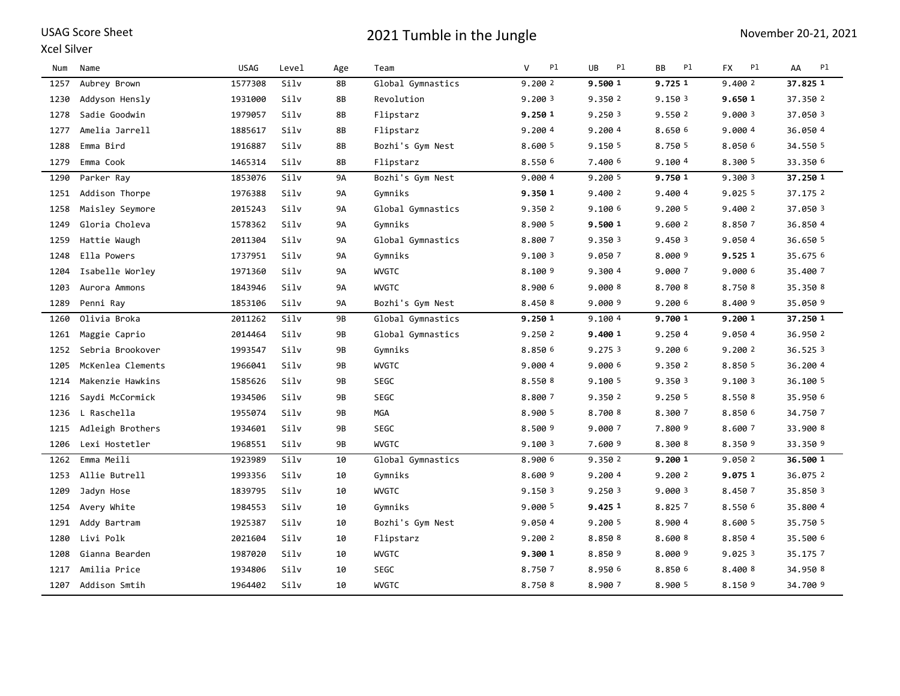USAG Score Sheet

Xcel Silver

# 2021 Tumble in the Jungle

November 20-21, 2021

| Num | Name | USAG | Level | Age | Team | V | Pl | UB | Pl | BB | Pl | FX | Pl | AA | Pl |
|---|---|---|---|---|---|---|---|---|---|---|---|---|---|---|---|
| 1257 | Aubrey Brown | 1577308 | Silv | 8B | Global Gymnastics | 9.200 | 2 | **9.500** | **1** | **9.725** | **1** | 9.400 | 2 | **37.825** | **1** |
| 1230 | Addyson Hensly | 1931000 | Silv | 8B | Revolution | 9.200 | 3 | 9.350 | 2 | 9.150 | 3 | **9.650** | **1** | 37.350 | 2 |
| 1278 | Sadie Goodwin | 1979057 | Silv | 8B | Flipstarz | **9.250** | **1** | 9.250 | 3 | 9.550 | 2 | 9.000 | 3 | 37.050 | 3 |
| 1277 | Amelia Jarrell | 1885617 | Silv | 8B | Flipstarz | 9.200 | 4 | 9.200 | 4 | 8.650 | 6 | 9.000 | 4 | 36.050 | 4 |
| 1288 | Emma Bird | 1916887 | Silv | 8B | Bozhi's Gym Nest | 8.600 | 5 | 9.150 | 5 | 8.750 | 5 | 8.050 | 6 | 34.550 | 5 |
| 1279 | Emma Cook | 1465314 | Silv | 8B | Flipstarz | 8.550 | 6 | 7.400 | 6 | 9.100 | 4 | 8.300 | 5 | 33.350 | 6 |
| 1290 | Parker Ray | 1853076 | Silv | 9A | Bozhi's Gym Nest | 9.000 | 4 | 9.200 | 5 | **9.750** | **1** | 9.300 | 3 | **37.250** | **1** |
| 1251 | Addison Thorpe | 1976388 | Silv | 9A | Gymniks | **9.350** | **1** | 9.400 | 2 | 9.400 | 4 | 9.025 | 5 | 37.175 | 2 |
| 1258 | Maisley Seymore | 2015243 | Silv | 9A | Global Gymnastics | 9.350 | 2 | 9.100 | 6 | 9.200 | 5 | 9.400 | 2 | 37.050 | 3 |
| 1249 | Gloria Choleva | 1578362 | Silv | 9A | Gymniks | 8.900 | 5 | **9.500** | **1** | 9.600 | 2 | 8.850 | 7 | 36.850 | 4 |
| 1259 | Hattie Waugh | 2011304 | Silv | 9A | Global Gymnastics | 8.800 | 7 | 9.350 | 3 | 9.450 | 3 | 9.050 | 4 | 36.650 | 5 |
| 1248 | Ella Powers | 1737951 | Silv | 9A | Gymniks | 9.100 | 3 | 9.050 | 7 | 8.000 | 9 | **9.525** | **1** | 35.675 | 6 |
| 1204 | Isabelle Worley | 1971360 | Silv | 9A | WVGTC | 8.100 | 9 | 9.300 | 4 | 9.000 | 7 | 9.000 | 6 | 35.400 | 7 |
| 1203 | Aurora Ammons | 1843946 | Silv | 9A | WVGTC | 8.900 | 6 | 9.000 | 8 | 8.700 | 8 | 8.750 | 8 | 35.350 | 8 |
| 1289 | Penni Ray | 1853106 | Silv | 9A | Bozhi's Gym Nest | 8.450 | 8 | 9.000 | 9 | 9.200 | 6 | 8.400 | 9 | 35.050 | 9 |
| 1260 | Olivia Broka | 2011262 | Silv | 9B | Global Gymnastics | **9.250** | **1** | 9.100 | 4 | **9.700** | **1** | **9.200** | **1** | **37.250** | **1** |
| 1261 | Maggie Caprio | 2014464 | Silv | 9B | Global Gymnastics | 9.250 | 2 | **9.400** | **1** | 9.250 | 4 | 9.050 | 4 | 36.950 | 2 |
| 1252 | Sebria Brookover | 1993547 | Silv | 9B | Gymniks | 8.850 | 6 | 9.275 | 3 | 9.200 | 6 | 9.200 | 2 | 36.525 | 3 |
| 1205 | McKenlea Clements | 1966041 | Silv | 9B | WVGTC | 9.000 | 4 | 9.000 | 6 | 9.350 | 2 | 8.850 | 5 | 36.200 | 4 |
| 1214 | Makenzie Hawkins | 1585626 | Silv | 9B | SEGC | 8.550 | 8 | 9.100 | 5 | 9.350 | 3 | 9.100 | 3 | 36.100 | 5 |
| 1216 | Saydi McCormick | 1934506 | Silv | 9B | SEGC | 8.800 | 7 | 9.350 | 2 | 9.250 | 5 | 8.550 | 8 | 35.950 | 6 |
| 1236 | L Raschella | 1955074 | Silv | 9B | MGA | 8.900 | 5 | 8.700 | 8 | 8.300 | 7 | 8.850 | 6 | 34.750 | 7 |
| 1215 | Adleigh Brothers | 1934601 | Silv | 9B | SEGC | 8.500 | 9 | 9.000 | 7 | 7.800 | 9 | 8.600 | 7 | 33.900 | 8 |
| 1206 | Lexi Hostetler | 1968551 | Silv | 9B | WVGTC | 9.100 | 3 | 7.600 | 9 | 8.300 | 8 | 8.350 | 9 | 33.350 | 9 |
| 1262 | Emma Meili | 1923989 | Silv | 10 | Global Gymnastics | 8.900 | 6 | 9.350 | 2 | **9.200** | **1** | 9.050 | 2 | **36.500** | **1** |
| 1253 | Allie Butrell | 1993356 | Silv | 10 | Gymniks | 8.600 | 9 | 9.200 | 4 | 9.200 | 2 | **9.075** | **1** | 36.075 | 2 |
| 1209 | Jadyn Hose | 1839795 | Silv | 10 | WVGTC | 9.150 | 3 | 9.250 | 3 | 9.000 | 3 | 8.450 | 7 | 35.850 | 3 |
| 1254 | Avery White | 1984553 | Silv | 10 | Gymniks | 9.000 | 5 | **9.425** | **1** | 8.825 | 7 | 8.550 | 6 | 35.800 | 4 |
| 1291 | Addy Bartram | 1925387 | Silv | 10 | Bozhi's Gym Nest | 9.050 | 4 | 9.200 | 5 | 8.900 | 4 | 8.600 | 5 | 35.750 | 5 |
| 1280 | Livi Polk | 2021604 | Silv | 10 | Flipstarz | 9.200 | 2 | 8.850 | 8 | 8.600 | 8 | 8.850 | 4 | 35.500 | 6 |
| 1208 | Gianna Bearden | 1987020 | Silv | 10 | WVGTC | **9.300** | **1** | 8.850 | 9 | 8.000 | 9 | 9.025 | 3 | 35.175 | 7 |
| 1217 | Amilia Price | 1934806 | Silv | 10 | SEGC | 8.750 | 7 | 8.950 | 6 | 8.850 | 6 | 8.400 | 8 | 34.950 | 8 |
| 1207 | Addison Smtih | 1964402 | Silv | 10 | WVGTC | 8.750 | 8 | 8.900 | 7 | 8.900 | 5 | 8.150 | 9 | 34.700 | 9 |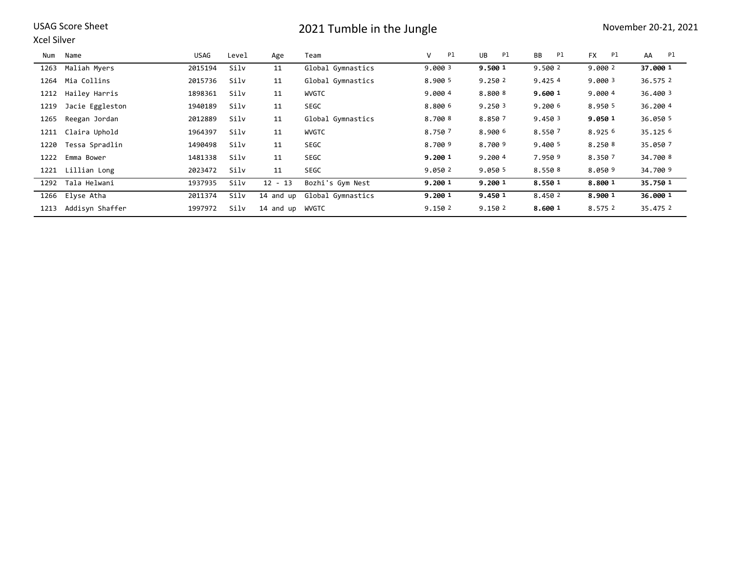USAG Score Sheet

Xcel Silver

# 2021 Tumble in the Jungle

November 20-21, 2021

| Num | Name | USAG | Level | Age | Team | V | Pl | UB | Pl | BB | Pl | FX | Pl | AA | Pl |
|---|---|---|---|---|---|---|---|---|---|---|---|---|---|---|---|
| 1263 | Maliah Myers | 2015194 | Silv | 11 | Global Gymnastics | 9.000 | 3 | **9.500** | **1** | 9.500 | 2 | 9.000 | 2 | **37.000** | **1** |
| 1264 | Mia Collins | 2015736 | Silv | 11 | Global Gymnastics | 8.900 | 5 | 9.250 | 2 | 9.425 | 4 | 9.000 | 3 | 36.575 | 2 |
| 1212 | Hailey Harris | 1898361 | Silv | 11 | WVGTC | 9.000 | 4 | 8.800 | 8 | **9.600** | **1** | 9.000 | 4 | 36.400 | 3 |
| 1219 | Jacie Eggleston | 1940189 | Silv | 11 | SEGC | 8.800 | 6 | 9.250 | 3 | 9.200 | 6 | 8.950 | 5 | 36.200 | 4 |
| 1265 | Reegan Jordan | 2012889 | Silv | 11 | Global Gymnastics | 8.700 | 8 | 8.850 | 7 | 9.450 | 3 | **9.050** | **1** | 36.050 | 5 |
| 1211 | Claira Uphold | 1964397 | Silv | 11 | WVGTC | 8.750 | 7 | 8.900 | 6 | 8.550 | 7 | 8.925 | 6 | 35.125 | 6 |
| 1220 | Tessa Spradlin | 1490498 | Silv | 11 | SEGC | 8.700 | 9 | 8.700 | 9 | 9.400 | 5 | 8.250 | 8 | 35.050 | 7 |
| 1222 | Emma Bower | 1481338 | Silv | 11 | SEGC | **9.200** | **1** | 9.200 | 4 | 7.950 | 9 | 8.350 | 7 | 34.700 | 8 |
| 1221 | Lillian Long | 2023472 | Silv | 11 | SEGC | 9.050 | 2 | 9.050 | 5 | 8.550 | 8 | 8.050 | 9 | 34.700 | 9 |
| 1292 | Tala Helwani | 1937935 | Silv | 12 - 13 | Bozhi's Gym Nest | **9.200** | **1** | **9.200** | **1** | **8.550** | **1** | **8.800** | **1** | **35.750** | **1** |
| 1266 | Elyse Atha | 2011374 | Silv | 14 and up | Global Gymnastics | **9.200** | **1** | **9.450** | **1** | 8.450 | 2 | **8.900** | **1** | **36.000** | **1** |
| 1213 | Addisyn Shaffer | 1997972 | Silv | 14 and up | WVGTC | 9.150 | 2 | 9.150 | 2 | **8.600** | **1** | 8.575 | 2 | 35.475 | 2 |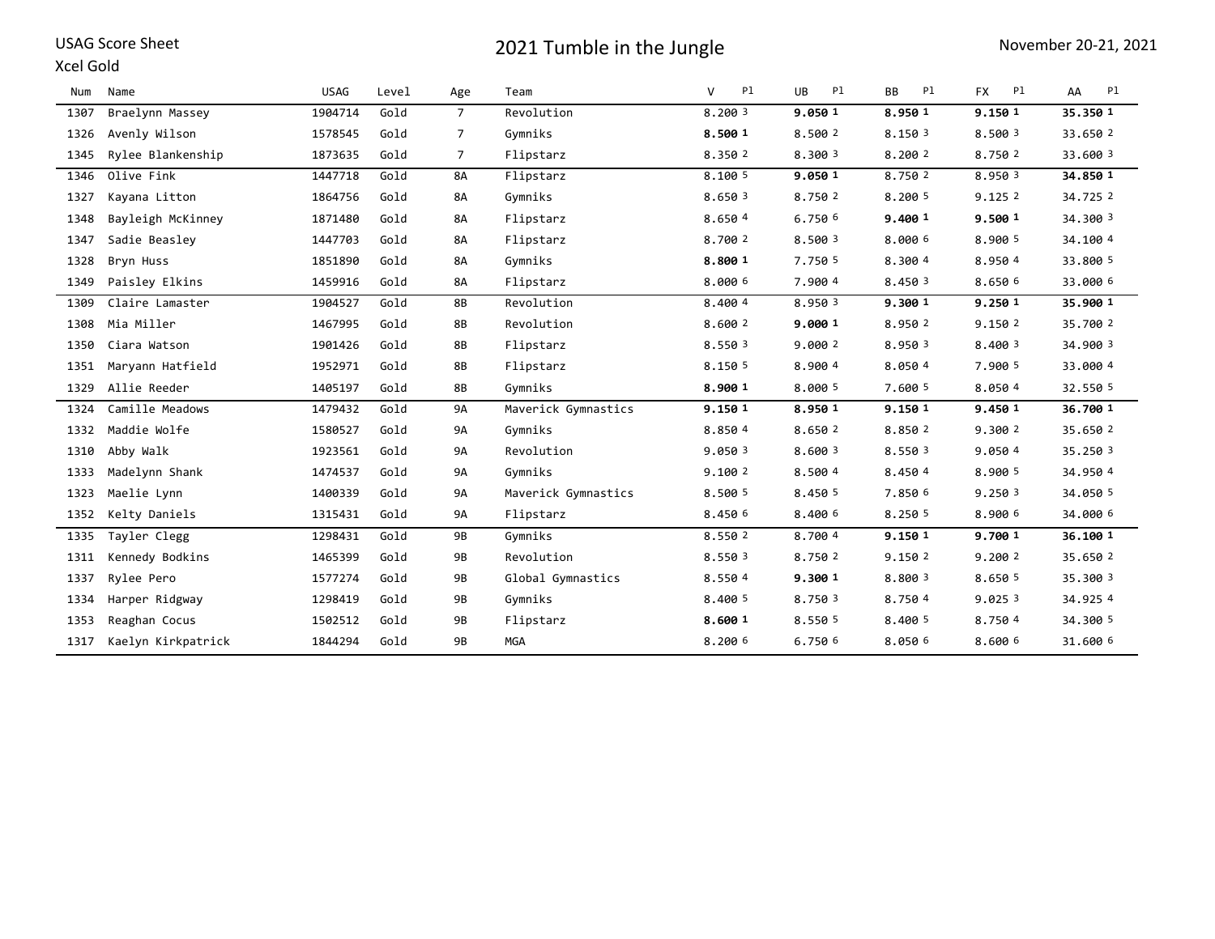USAG Score Sheet

Xcel Gold

# 2021 Tumble in the Jungle

November 20-21, 2021

| Num | Name | USAG | Level | Age | Team | V | Pl | UB | Pl | BB | Pl | FX | Pl | AA | Pl |
|---|---|---|---|---|---|---|---|---|---|---|---|---|---|---|---|
| 1307 | Braelynn Massey | 1904714 | Gold | 7 | Revolution | 8.200 | 3 | **9.050** | **1** | **8.950** | **1** | **9.150** | **1** | **35.350** | **1** |
| 1326 | Avenly Wilson | 1578545 | Gold | 7 | Gymniks | **8.500** | **1** | 8.500 | 2 | 8.150 | 3 | 8.500 | 3 | 33.650 | 2 |
| 1345 | Rylee Blankenship | 1873635 | Gold | 7 | Flipstarz | 8.350 | 2 | 8.300 | 3 | 8.200 | 2 | 8.750 | 2 | 33.600 | 3 |
| 1346 | Olive Fink | 1447718 | Gold | 8A | Flipstarz | 8.100 | 5 | **9.050** | **1** | 8.750 | 2 | 8.950 | 3 | **34.850** | **1** |
| 1327 | Kayana Litton | 1864756 | Gold | 8A | Gymniks | 8.650 | 3 | 8.750 | 2 | 8.200 | 5 | 9.125 | 2 | 34.725 | 2 |
| 1348 | Bayleigh McKinney | 1871480 | Gold | 8A | Flipstarz | 8.650 | 4 | 6.750 | 6 | **9.400** | **1** | **9.500** | **1** | 34.300 | 3 |
| 1347 | Sadie Beasley | 1447703 | Gold | 8A | Flipstarz | 8.700 | 2 | 8.500 | 3 | 8.000 | 6 | 8.900 | 5 | 34.100 | 4 |
| 1328 | Bryn Huss | 1851890 | Gold | 8A | Gymniks | **8.800** | **1** | 7.750 | 5 | 8.300 | 4 | 8.950 | 4 | 33.800 | 5 |
| 1349 | Paisley Elkins | 1459916 | Gold | 8A | Flipstarz | 8.000 | 6 | 7.900 | 4 | 8.450 | 3 | 8.650 | 6 | 33.000 | 6 |
| 1309 | Claire Lamaster | 1904527 | Gold | 8B | Revolution | 8.400 | 4 | 8.950 | 3 | **9.300** | **1** | **9.250** | **1** | **35.900** | **1** |
| 1308 | Mia Miller | 1467995 | Gold | 8B | Revolution | 8.600 | 2 | **9.000** | **1** | 8.950 | 2 | 9.150 | 2 | 35.700 | 2 |
| 1350 | Ciara Watson | 1901426 | Gold | 8B | Flipstarz | 8.550 | 3 | 9.000 | 2 | 8.950 | 3 | 8.400 | 3 | 34.900 | 3 |
| 1351 | Maryann Hatfield | 1952971 | Gold | 8B | Flipstarz | 8.150 | 5 | 8.900 | 4 | 8.050 | 4 | 7.900 | 5 | 33.000 | 4 |
| 1329 | Allie Reeder | 1405197 | Gold | 8B | Gymniks | **8.900** | **1** | 8.000 | 5 | 7.600 | 5 | 8.050 | 4 | 32.550 | 5 |
| 1324 | Camille Meadows | 1479432 | Gold | 9A | Maverick Gymnastics | **9.150** | **1** | **8.950** | **1** | **9.150** | **1** | **9.450** | **1** | **36.700** | **1** |
| 1332 | Maddie Wolfe | 1580527 | Gold | 9A | Gymniks | 8.850 | 4 | 8.650 | 2 | 8.850 | 2 | 9.300 | 2 | 35.650 | 2 |
| 1310 | Abby Walk | 1923561 | Gold | 9A | Revolution | 9.050 | 3 | 8.600 | 3 | 8.550 | 3 | 9.050 | 4 | 35.250 | 3 |
| 1333 | Madelynn Shank | 1474537 | Gold | 9A | Gymniks | 9.100 | 2 | 8.500 | 4 | 8.450 | 4 | 8.900 | 5 | 34.950 | 4 |
| 1323 | Maelie Lynn | 1400339 | Gold | 9A | Maverick Gymnastics | 8.500 | 5 | 8.450 | 5 | 7.850 | 6 | 9.250 | 3 | 34.050 | 5 |
| 1352 | Kelty Daniels | 1315431 | Gold | 9A | Flipstarz | 8.450 | 6 | 8.400 | 6 | 8.250 | 5 | 8.900 | 6 | 34.000 | 6 |
| 1335 | Tayler Clegg | 1298431 | Gold | 9B | Gymniks | 8.550 | 2 | 8.700 | 4 | **9.150** | **1** | **9.700** | **1** | **36.100** | **1** |
| 1311 | Kennedy Bodkins | 1465399 | Gold | 9B | Revolution | 8.550 | 3 | 8.750 | 2 | 9.150 | 2 | 9.200 | 2 | 35.650 | 2 |
| 1337 | Rylee Pero | 1577274 | Gold | 9B | Global Gymnastics | 8.550 | 4 | **9.300** | **1** | 8.800 | 3 | 8.650 | 5 | 35.300 | 3 |
| 1334 | Harper Ridgway | 1298419 | Gold | 9B | Gymniks | 8.400 | 5 | 8.750 | 3 | 8.750 | 4 | 9.025 | 3 | 34.925 | 4 |
| 1353 | Reaghan Cocus | 1502512 | Gold | 9B | Flipstarz | **8.600** | **1** | 8.550 | 5 | 8.400 | 5 | 8.750 | 4 | 34.300 | 5 |
| 1317 | Kaelyn Kirkpatrick | 1844294 | Gold | 9B | MGA | 8.200 | 6 | 6.750 | 6 | 8.050 | 6 | 8.600 | 6 | 31.600 | 6 |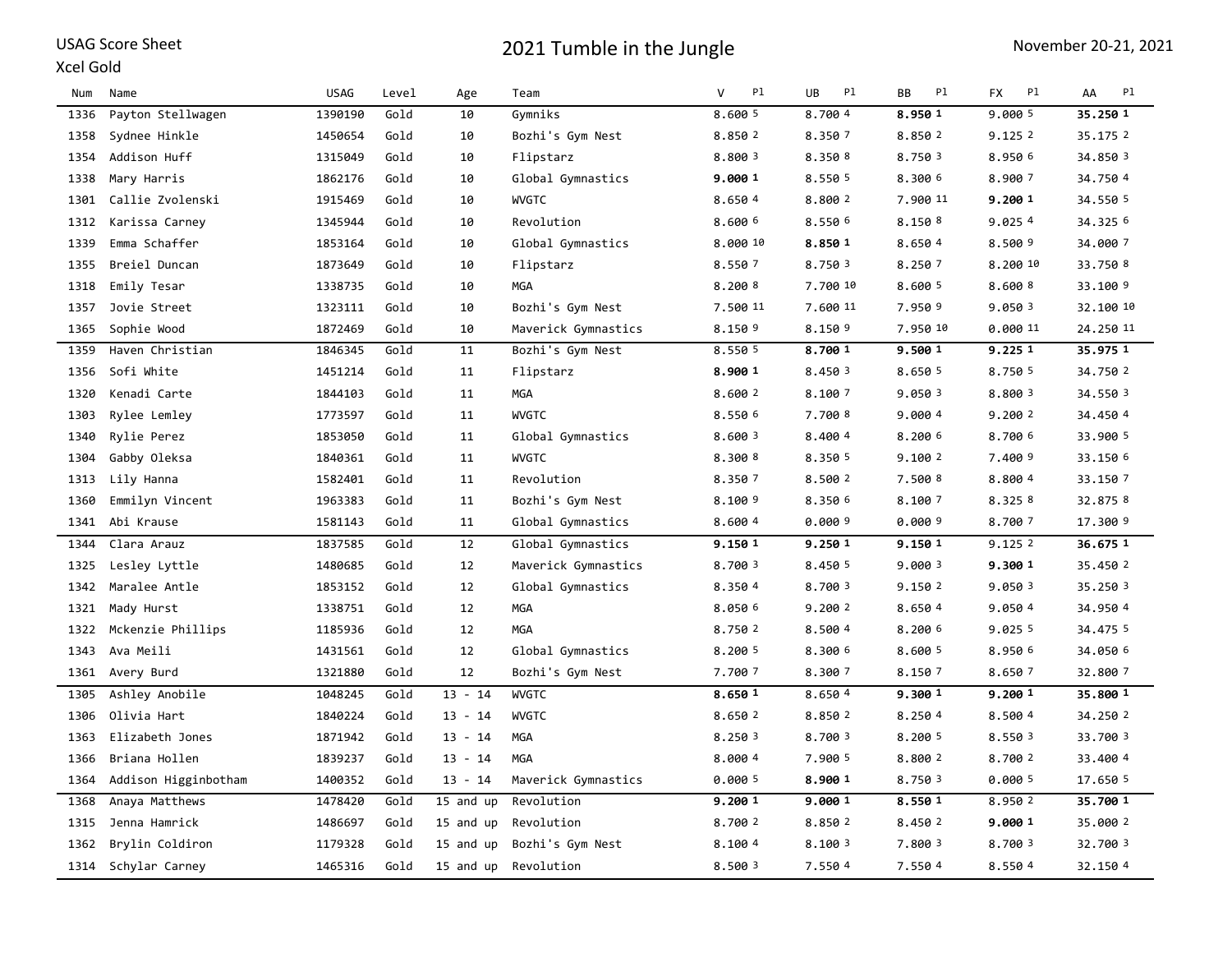USAG Score Sheet

Xcel Gold

# 2021 Tumble in the Jungle

November 20-21, 2021

| Num | Name | USAG | Level | Age | Team | V | Pl | UB | Pl | BB | Pl | FX | Pl | AA | Pl |
|---|---|---|---|---|---|---|---|---|---|---|---|---|---|---|---|
| 1336 | Payton Stellwagen | 1390190 | Gold | 10 | Gymniks | 8.600 | 5 | 8.700 | 4 | **8.950** | **1** | 9.000 | 5 | **35.250** | **1** |
| 1358 | Sydnee Hinkle | 1450654 | Gold | 10 | Bozhi's Gym Nest | 8.850 | 2 | 8.350 | 7 | 8.850 | 2 | 9.125 | 2 | 35.175 | 2 |
| 1354 | Addison Huff | 1315049 | Gold | 10 | Flipstarz | 8.800 | 3 | 8.350 | 8 | 8.750 | 3 | 8.950 | 6 | 34.850 | 3 |
| 1338 | Mary Harris | 1862176 | Gold | 10 | Global Gymnastics | **9.000** | **1** | 8.550 | 5 | 8.300 | 6 | 8.900 | 7 | 34.750 | 4 |
| 1301 | Callie Zvolenski | 1915469 | Gold | 10 | WVGTC | 8.650 | 4 | 8.800 | 2 | 7.900 | 11 | **9.200** | **1** | 34.550 | 5 |
| 1312 | Karissa Carney | 1345944 | Gold | 10 | Revolution | 8.600 | 6 | 8.550 | 6 | 8.150 | 8 | 9.025 | 4 | 34.325 | 6 |
| 1339 | Emma Schaffer | 1853164 | Gold | 10 | Global Gymnastics | 8.000 | 10 | **8.850** | **1** | 8.650 | 4 | 8.500 | 9 | 34.000 | 7 |
| 1355 | Breiel Duncan | 1873649 | Gold | 10 | Flipstarz | 8.550 | 7 | 8.750 | 3 | 8.250 | 7 | 8.200 | 10 | 33.750 | 8 |
| 1318 | Emily Tesar | 1338735 | Gold | 10 | MGA | 8.200 | 8 | 7.700 | 10 | 8.600 | 5 | 8.600 | 8 | 33.100 | 9 |
| 1357 | Jovie Street | 1323111 | Gold | 10 | Bozhi's Gym Nest | 7.500 | 11 | 7.600 | 11 | 7.950 | 9 | 9.050 | 3 | 32.100 | 10 |
| 1365 | Sophie Wood | 1872469 | Gold | 10 | Maverick Gymnastics | 8.150 | 9 | 8.150 | 9 | 7.950 | 10 | 0.000 | 11 | 24.250 | 11 |
| 1359 | Haven Christian | 1846345 | Gold | 11 | Bozhi's Gym Nest | 8.550 | 5 | **8.700** | **1** | **9.500** | **1** | **9.225** | **1** | **35.975** | **1** |
| 1356 | Sofi White | 1451214 | Gold | 11 | Flipstarz | **8.900** | **1** | 8.450 | 3 | 8.650 | 5 | 8.750 | 5 | 34.750 | 2 |
| 1320 | Kenadi Carte | 1844103 | Gold | 11 | MGA | 8.600 | 2 | 8.100 | 7 | 9.050 | 3 | 8.800 | 3 | 34.550 | 3 |
| 1303 | Rylee Lemley | 1773597 | Gold | 11 | WVGTC | 8.550 | 6 | 7.700 | 8 | 9.000 | 4 | 9.200 | 2 | 34.450 | 4 |
| 1340 | Rylie Perez | 1853050 | Gold | 11 | Global Gymnastics | 8.600 | 3 | 8.400 | 4 | 8.200 | 6 | 8.700 | 6 | 33.900 | 5 |
| 1304 | Gabby Oleksa | 1840361 | Gold | 11 | WVGTC | 8.300 | 8 | 8.350 | 5 | 9.100 | 2 | 7.400 | 9 | 33.150 | 6 |
| 1313 | Lily Hanna | 1582401 | Gold | 11 | Revolution | 8.350 | 7 | 8.500 | 2 | 7.500 | 8 | 8.800 | 4 | 33.150 | 7 |
| 1360 | Emmilyn Vincent | 1963383 | Gold | 11 | Bozhi's Gym Nest | 8.100 | 9 | 8.350 | 6 | 8.100 | 7 | 8.325 | 8 | 32.875 | 8 |
| 1341 | Abi Krause | 1581143 | Gold | 11 | Global Gymnastics | 8.600 | 4 | 0.000 | 9 | 0.000 | 9 | 8.700 | 7 | 17.300 | 9 |
| 1344 | Clara Arauz | 1837585 | Gold | 12 | Global Gymnastics | **9.150** | **1** | **9.250** | **1** | **9.150** | **1** | 9.125 | 2 | **36.675** | **1** |
| 1325 | Lesley Lyttle | 1480685 | Gold | 12 | Maverick Gymnastics | 8.700 | 3 | 8.450 | 5 | 9.000 | 3 | **9.300** | **1** | 35.450 | 2 |
| 1342 | Maralee Antle | 1853152 | Gold | 12 | Global Gymnastics | 8.350 | 4 | 8.700 | 3 | 9.150 | 2 | 9.050 | 3 | 35.250 | 3 |
| 1321 | Mady Hurst | 1338751 | Gold | 12 | MGA | 8.050 | 6 | 9.200 | 2 | 8.650 | 4 | 9.050 | 4 | 34.950 | 4 |
| 1322 | Mckenzie Phillips | 1185936 | Gold | 12 | MGA | 8.750 | 2 | 8.500 | 4 | 8.200 | 6 | 9.025 | 5 | 34.475 | 5 |
| 1343 | Ava Meili | 1431561 | Gold | 12 | Global Gymnastics | 8.200 | 5 | 8.300 | 6 | 8.600 | 5 | 8.950 | 6 | 34.050 | 6 |
| 1361 | Avery Burd | 1321880 | Gold | 12 | Bozhi's Gym Nest | 7.700 | 7 | 8.300 | 7 | 8.150 | 7 | 8.650 | 7 | 32.800 | 7 |
| 1305 | Ashley Anobile | 1048245 | Gold | 13 - 14 | WVGTC | **8.650** | **1** | 8.650 | 4 | **9.300** | **1** | **9.200** | **1** | **35.800** | **1** |
| 1306 | Olivia Hart | 1840224 | Gold | 13 - 14 | WVGTC | 8.650 | 2 | 8.850 | 2 | 8.250 | 4 | 8.500 | 4 | 34.250 | 2 |
| 1363 | Elizabeth Jones | 1871942 | Gold | 13 - 14 | MGA | 8.250 | 3 | 8.700 | 3 | 8.200 | 5 | 8.550 | 3 | 33.700 | 3 |
| 1366 | Briana Hollen | 1839237 | Gold | 13 - 14 | MGA | 8.000 | 4 | 7.900 | 5 | 8.800 | 2 | 8.700 | 2 | 33.400 | 4 |
| 1364 | Addison Higginbotham | 1400352 | Gold | 13 - 14 | Maverick Gymnastics | 0.000 | 5 | **8.900** | **1** | 8.750 | 3 | 0.000 | 5 | 17.650 | 5 |
| 1368 | Anaya Matthews | 1478420 | Gold | 15 and up | Revolution | **9.200** | **1** | **9.000** | **1** | **8.550** | **1** | 8.950 | 2 | **35.700** | **1** |
| 1315 | Jenna Hamrick | 1486697 | Gold | 15 and up | Revolution | 8.700 | 2 | 8.850 | 2 | 8.450 | 2 | **9.000** | **1** | 35.000 | 2 |
| 1362 | Brylin Coldiron | 1179328 | Gold | 15 and up | Bozhi's Gym Nest | 8.100 | 4 | 8.100 | 3 | 7.800 | 3 | 8.700 | 3 | 32.700 | 3 |
| 1314 | Schylar Carney | 1465316 | Gold | 15 and up | Revolution | 8.500 | 3 | 7.550 | 4 | 7.550 | 4 | 8.550 | 4 | 32.150 | 4 |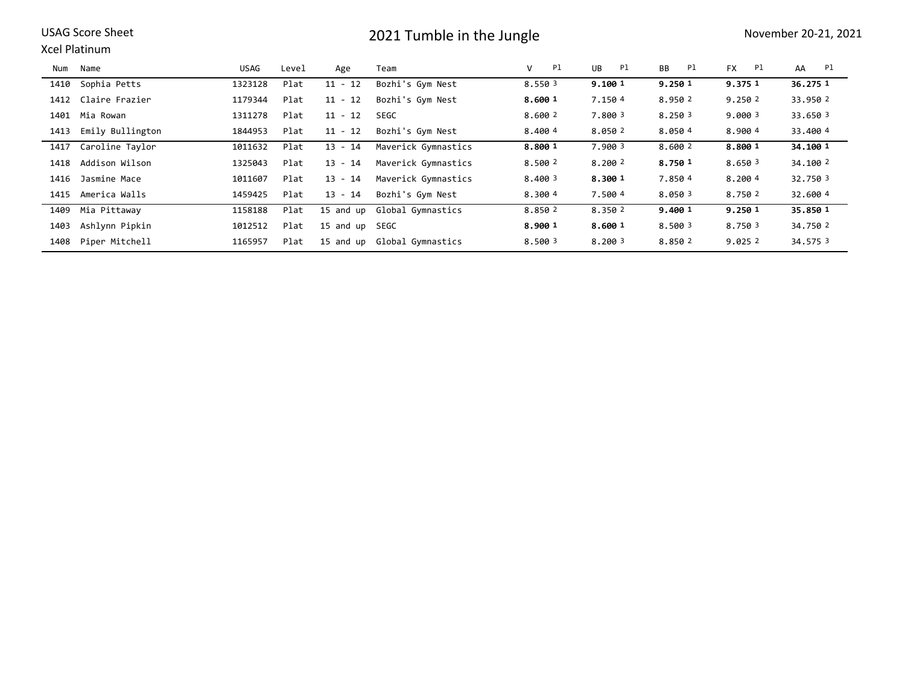USAG Score Sheet

Xcel Platinum

# 2021 Tumble in the Jungle

November 20-21, 2021

| Num | Name | USAG | Level | Age | Team | V | Pl | UB | Pl | BB | Pl | FX | Pl | AA | Pl |
|---|---|---|---|---|---|---|---|---|---|---|---|---|---|---|---|
| 1410 | Sophia Petts | 1323128 | Plat | 11 - 12 | Bozhi's Gym Nest | 8.550 | 3 | **9.100** | **1** | **9.250** | **1** | **9.375** | **1** | **36.275** | **1** |
| 1412 | Claire Frazier | 1179344 | Plat | 11 - 12 | Bozhi's Gym Nest | **8.600** | **1** | 7.150 | 4 | 8.950 | 2 | 9.250 | 2 | 33.950 | 2 |
| 1401 | Mia Rowan | 1311278 | Plat | 11 - 12 | SEGC | 8.600 | 2 | 7.800 | 3 | 8.250 | 3 | 9.000 | 3 | 33.650 | 3 |
| 1413 | Emily Bullington | 1844953 | Plat | 11 - 12 | Bozhi's Gym Nest | 8.400 | 4 | 8.050 | 2 | 8.050 | 4 | 8.900 | 4 | 33.400 | 4 |
| 1417 | Caroline Taylor | 1011632 | Plat | 13 - 14 | Maverick Gymnastics | **8.800** | **1** | 7.900 | 3 | 8.600 | 2 | **8.800** | **1** | **34.100** | **1** |
| 1418 | Addison Wilson | 1325043 | Plat | 13 - 14 | Maverick Gymnastics | 8.500 | 2 | 8.200 | 2 | **8.750** | **1** | 8.650 | 3 | 34.100 | 2 |
| 1416 | Jasmine Mace | 1011607 | Plat | 13 - 14 | Maverick Gymnastics | 8.400 | 3 | **8.300** | **1** | 7.850 | 4 | 8.200 | 4 | 32.750 | 3 |
| 1415 | America Walls | 1459425 | Plat | 13 - 14 | Bozhi's Gym Nest | 8.300 | 4 | 7.500 | 4 | 8.050 | 3 | 8.750 | 2 | 32.600 | 4 |
| 1409 | Mia Pittaway | 1158188 | Plat | 15 and up | Global Gymnastics | 8.850 | 2 | 8.350 | 2 | **9.400** | **1** | **9.250** | **1** | **35.850** | **1** |
| 1403 | Ashlynn Pipkin | 1012512 | Plat | 15 and up | SEGC | **8.900** | **1** | **8.600** | **1** | 8.500 | 3 | 8.750 | 3 | 34.750 | 2 |
| 1408 | Piper Mitchell | 1165957 | Plat | 15 and up | Global Gymnastics | 8.500 | 3 | 8.200 | 3 | 8.850 | 2 | 9.025 | 2 | 34.575 | 3 |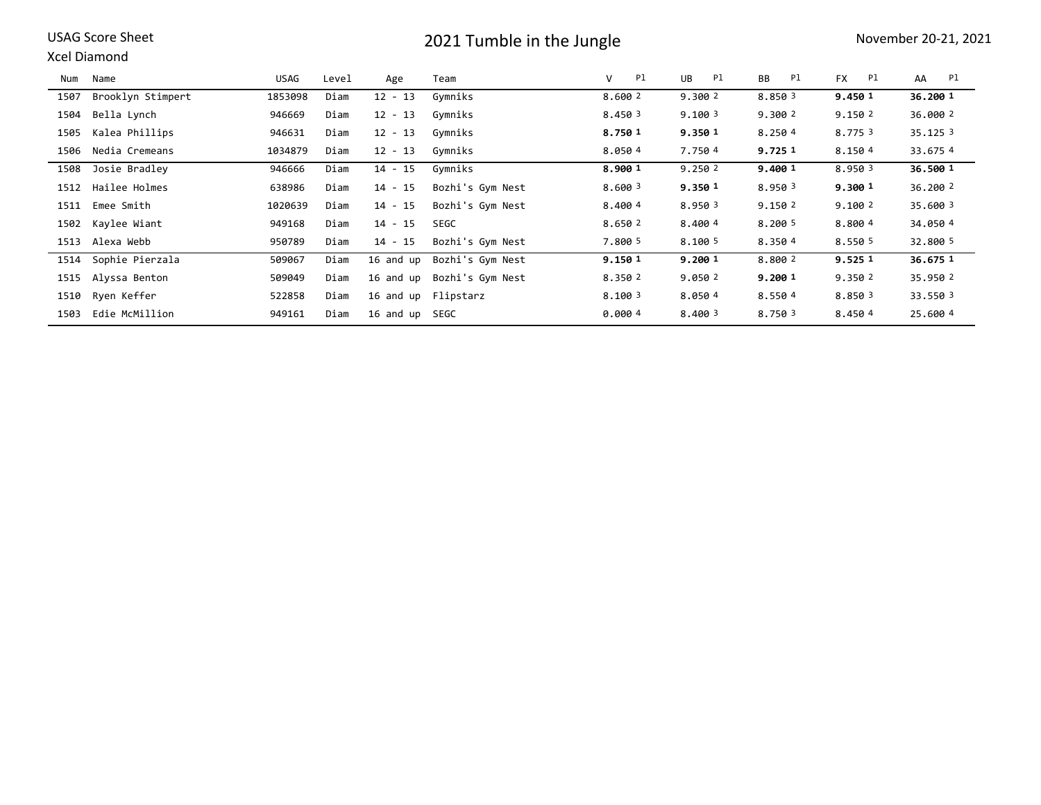USAG Score Sheet

Xcel Diamond

# 2021 Tumble in the Jungle

November 20-21, 2021

| Num | Name | USAG | Level | Age | Team | V | Pl | UB | Pl | BB | Pl | FX | Pl | AA | Pl |
|---|---|---|---|---|---|---|---|---|---|---|---|---|---|---|---|
| 1507 | Brooklyn Stimpert | 1853098 | Diam | 12 - 13 | Gymniks | 8.600 | 2 | 9.300 | 2 | 8.850 | 3 | **9.450** | **1** | **36.200** | **1** |
| 1504 | Bella Lynch | 946669 | Diam | 12 - 13 | Gymniks | 8.450 | 3 | 9.100 | 3 | 9.300 | 2 | 9.150 | 2 | 36.000 | 2 |
| 1505 | Kalea Phillips | 946631 | Diam | 12 - 13 | Gymniks | **8.750** | **1** | **9.350** | **1** | 8.250 | 4 | 8.775 | 3 | 35.125 | 3 |
| 1506 | Nedia Cremeans | 1034879 | Diam | 12 - 13 | Gymniks | 8.050 | 4 | 7.750 | 4 | **9.725** | **1** | 8.150 | 4 | 33.675 | 4 |
| 1508 | Josie Bradley | 946666 | Diam | 14 - 15 | Gymniks | **8.900** | **1** | 9.250 | 2 | **9.400** | **1** | 8.950 | 3 | **36.500** | **1** |
| 1512 | Hailee Holmes | 638986 | Diam | 14 - 15 | Bozhi's Gym Nest | 8.600 | 3 | **9.350** | **1** | 8.950 | 3 | **9.300** | **1** | 36.200 | 2 |
| 1511 | Emee Smith | 1020639 | Diam | 14 - 15 | Bozhi's Gym Nest | 8.400 | 4 | 8.950 | 3 | 9.150 | 2 | 9.100 | 2 | 35.600 | 3 |
| 1502 | Kaylee Wiant | 949168 | Diam | 14 - 15 | SEGC | 8.650 | 2 | 8.400 | 4 | 8.200 | 5 | 8.800 | 4 | 34.050 | 4 |
| 1513 | Alexa Webb | 950789 | Diam | 14 - 15 | Bozhi's Gym Nest | 7.800 | 5 | 8.100 | 5 | 8.350 | 4 | 8.550 | 5 | 32.800 | 5 |
| 1514 | Sophie Pierzala | 509067 | Diam | 16 and up | Bozhi's Gym Nest | **9.150** | **1** | **9.200** | **1** | 8.800 | 2 | **9.525** | **1** | **36.675** | **1** |
| 1515 | Alyssa Benton | 509049 | Diam | 16 and up | Bozhi's Gym Nest | 8.350 | 2 | 9.050 | 2 | **9.200** | **1** | 9.350 | 2 | 35.950 | 2 |
| 1510 | Ryen Keffer | 522858 | Diam | 16 and up | Flipstarz | 8.100 | 3 | 8.050 | 4 | 8.550 | 4 | 8.850 | 3 | 33.550 | 3 |
| 1503 | Edie McMillion | 949161 | Diam | 16 and up | SEGC | 0.000 | 4 | 8.400 | 3 | 8.750 | 3 | 8.450 | 4 | 25.600 | 4 |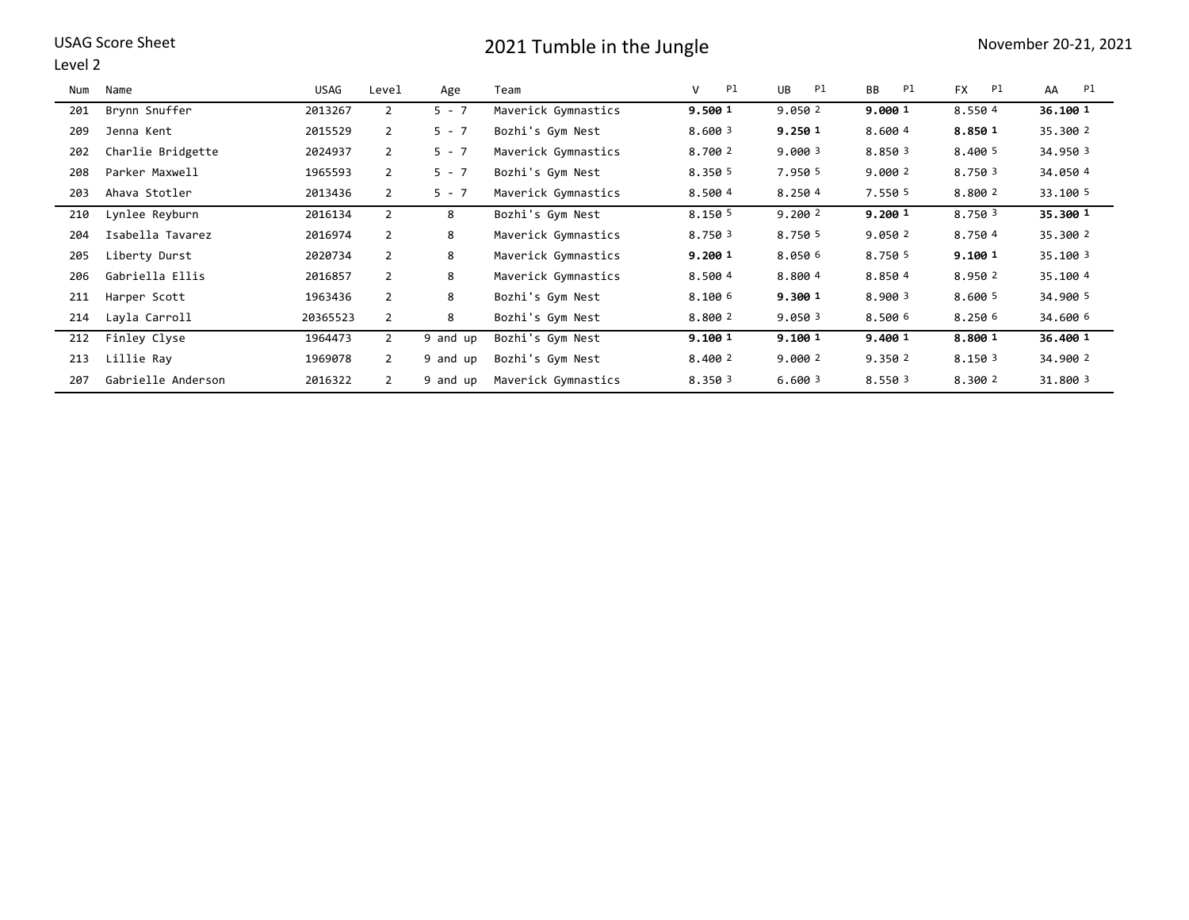USAG Score Sheet

Level 2

# 2021 Tumble in the Jungle

November 20-21, 2021

| Num | Name | USAG | Level | Age | Team | V | Pl | UB | Pl | BB | Pl | FX | Pl | AA | Pl |
|---|---|---|---|---|---|---|---|---|---|---|---|---|---|---|---|
| 201 | Brynn Snuffer | 2013267 | 2 | 5 - 7 | Maverick Gymnastics | **9.500** | **1** | 9.050 | 2 | **9.000** | **1** | 8.550 | 4 | **36.100** | **1** |
| 209 | Jenna Kent | 2015529 | 2 | 5 - 7 | Bozhi's Gym Nest | 8.600 | 3 | **9.250** | **1** | 8.600 | 4 | **8.850** | **1** | 35.300 | 2 |
| 202 | Charlie Bridgette | 2024937 | 2 | 5 - 7 | Maverick Gymnastics | 8.700 | 2 | 9.000 | 3 | 8.850 | 3 | 8.400 | 5 | 34.950 | 3 |
| 208 | Parker Maxwell | 1965593 | 2 | 5 - 7 | Bozhi's Gym Nest | 8.350 | 5 | 7.950 | 5 | 9.000 | 2 | 8.750 | 3 | 34.050 | 4 |
| 203 | Ahava Stotler | 2013436 | 2 | 5 - 7 | Maverick Gymnastics | 8.500 | 4 | 8.250 | 4 | 7.550 | 5 | 8.800 | 2 | 33.100 | 5 |
| 210 | Lynlee Reyburn | 2016134 | 2 | 8 | Bozhi's Gym Nest | 8.150 | 5 | 9.200 | 2 | **9.200** | **1** | 8.750 | 3 | **35.300** | **1** |
| 204 | Isabella Tavarez | 2016974 | 2 | 8 | Maverick Gymnastics | 8.750 | 3 | 8.750 | 5 | 9.050 | 2 | 8.750 | 4 | 35.300 | 2 |
| 205 | Liberty Durst | 2020734 | 2 | 8 | Maverick Gymnastics | **9.200** | **1** | 8.050 | 6 | 8.750 | 5 | **9.100** | **1** | 35.100 | 3 |
| 206 | Gabriella Ellis | 2016857 | 2 | 8 | Maverick Gymnastics | 8.500 | 4 | 8.800 | 4 | 8.850 | 4 | 8.950 | 2 | 35.100 | 4 |
| 211 | Harper Scott | 1963436 | 2 | 8 | Bozhi's Gym Nest | 8.100 | 6 | **9.300** | **1** | 8.900 | 3 | 8.600 | 5 | 34.900 | 5 |
| 214 | Layla Carroll | 20365523 | 2 | 8 | Bozhi's Gym Nest | 8.800 | 2 | 9.050 | 3 | 8.500 | 6 | 8.250 | 6 | 34.600 | 6 |
| 212 | Finley Clyse | 1964473 | 2 | 9 and up | Bozhi's Gym Nest | **9.100** | **1** | **9.100** | **1** | **9.400** | **1** | **8.800** | **1** | **36.400** | **1** |
| 213 | Lillie Ray | 1969078 | 2 | 9 and up | Bozhi's Gym Nest | 8.400 | 2 | 9.000 | 2 | 9.350 | 2 | 8.150 | 3 | 34.900 | 2 |
| 207 | Gabrielle Anderson | 2016322 | 2 | 9 and up | Maverick Gymnastics | 8.350 | 3 | 6.600 | 3 | 8.550 | 3 | 8.300 | 2 | 31.800 | 3 |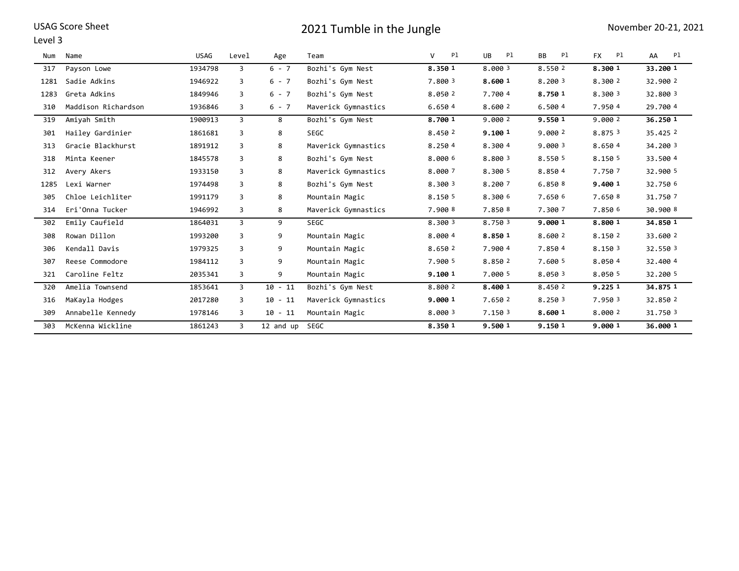USAG Score Sheet

Level 3

# 2021 Tumble in the Jungle

November 20-21, 2021

| Num | Name | USAG | Level | Age | Team | V | Pl | UB | Pl | BB | Pl | FX | Pl | AA | Pl |
|---|---|---|---|---|---|---|---|---|---|---|---|---|---|---|---|
| 317 | Payson Lowe | 1934798 | 3 | 6 - 7 | Bozhi's Gym Nest | **8.350** | **1** | 8.000 | 3 | 8.550 | 2 | **8.300** | **1** | **33.200** | **1** |
| 1281 | Sadie Adkins | 1946922 | 3 | 6 - 7 | Bozhi's Gym Nest | 7.800 | 3 | **8.600** | **1** | 8.200 | 3 | 8.300 | 2 | 32.900 | 2 |
| 1283 | Greta Adkins | 1849946 | 3 | 6 - 7 | Bozhi's Gym Nest | 8.050 | 2 | 7.700 | 4 | **8.750** | **1** | 8.300 | 3 | 32.800 | 3 |
| 310 | Maddison Richardson | 1936846 | 3 | 6 - 7 | Maverick Gymnastics | 6.650 | 4 | 8.600 | 2 | 6.500 | 4 | 7.950 | 4 | 29.700 | 4 |
| 319 | Amiyah Smith | 1900913 | 3 | 8 | Bozhi's Gym Nest | **8.700** | **1** | 9.000 | 2 | **9.550** | **1** | 9.000 | 2 | **36.250** | **1** |
| 301 | Hailey Gardinier | 1861681 | 3 | 8 | SEGC | 8.450 | 2 | **9.100** | **1** | 9.000 | 2 | 8.875 | 3 | 35.425 | 2 |
| 313 | Gracie Blackhurst | 1891912 | 3 | 8 | Maverick Gymnastics | 8.250 | 4 | 8.300 | 4 | 9.000 | 3 | 8.650 | 4 | 34.200 | 3 |
| 318 | Minta Keener | 1845578 | 3 | 8 | Bozhi's Gym Nest | 8.000 | 6 | 8.800 | 3 | 8.550 | 5 | 8.150 | 5 | 33.500 | 4 |
| 312 | Avery Akers | 1933150 | 3 | 8 | Maverick Gymnastics | 8.000 | 7 | 8.300 | 5 | 8.850 | 4 | 7.750 | 7 | 32.900 | 5 |
| 1285 | Lexi Warner | 1974498 | 3 | 8 | Bozhi's Gym Nest | 8.300 | 3 | 8.200 | 7 | 6.850 | 8 | **9.400** | **1** | 32.750 | 6 |
| 305 | Chloe Leichliter | 1991179 | 3 | 8 | Mountain Magic | 8.150 | 5 | 8.300 | 6 | 7.650 | 6 | 7.650 | 8 | 31.750 | 7 |
| 314 | Eri'Onna Tucker | 1946992 | 3 | 8 | Maverick Gymnastics | 7.900 | 8 | 7.850 | 8 | 7.300 | 7 | 7.850 | 6 | 30.900 | 8 |
| 302 | Emily Caufield | 1864031 | 3 | 9 | SEGC | 8.300 | 3 | 8.750 | 3 | **9.000** | **1** | **8.800** | **1** | **34.850** | **1** |
| 308 | Rowan Dillon | 1993200 | 3 | 9 | Mountain Magic | 8.000 | 4 | **8.850** | **1** | 8.600 | 2 | 8.150 | 2 | 33.600 | 2 |
| 306 | Kendall Davis | 1979325 | 3 | 9 | Mountain Magic | 8.650 | 2 | 7.900 | 4 | 7.850 | 4 | 8.150 | 3 | 32.550 | 3 |
| 307 | Reese Commodore | 1984112 | 3 | 9 | Mountain Magic | 7.900 | 5 | 8.850 | 2 | 7.600 | 5 | 8.050 | 4 | 32.400 | 4 |
| 321 | Caroline Feltz | 2035341 | 3 | 9 | Mountain Magic | **9.100** | **1** | 7.000 | 5 | 8.050 | 3 | 8.050 | 5 | 32.200 | 5 |
| 320 | Amelia Townsend | 1853641 | 3 | 10 - 11 | Bozhi's Gym Nest | 8.800 | 2 | **8.400** | **1** | 8.450 | 2 | **9.225** | **1** | **34.875** | **1** |
| 316 | MaKayla Hodges | 2017280 | 3 | 10 - 11 | Maverick Gymnastics | **9.000** | **1** | 7.650 | 2 | 8.250 | 3 | 7.950 | 3 | 32.850 | 2 |
| 309 | Annabelle Kennedy | 1978146 | 3 | 10 - 11 | Mountain Magic | 8.000 | 3 | 7.150 | 3 | **8.600** | **1** | 8.000 | 2 | 31.750 | 3 |
| 303 | McKenna Wickline | 1861243 | 3 | 12 and up | SEGC | **8.350** | **1** | **9.500** | **1** | **9.150** | **1** | **9.000** | **1** | **36.000** | **1** |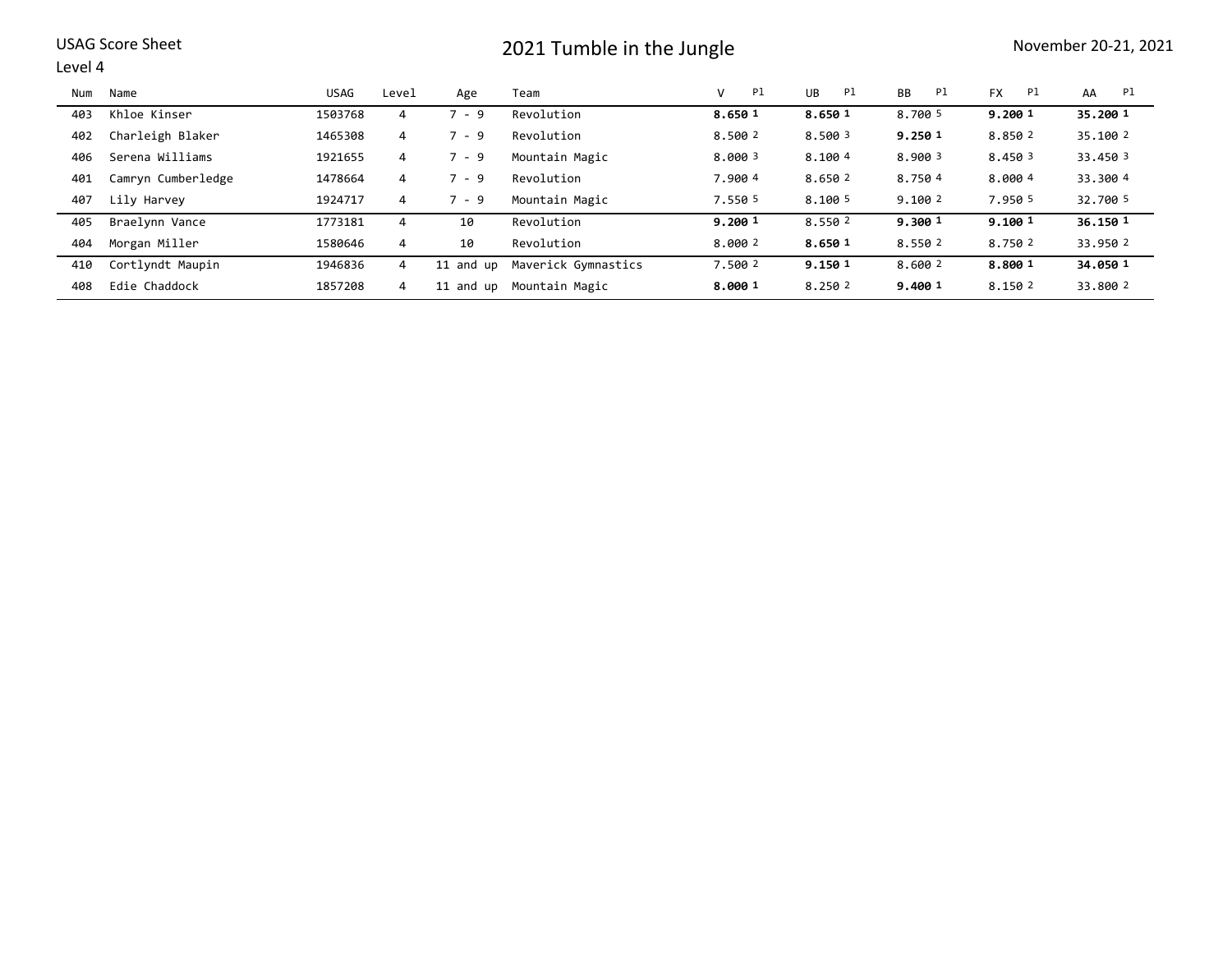USAG Score Sheet

Level 4

# 2021 Tumble in the Jungle

November 20-21, 2021

| Num | Name | USAG | Level | Age | Team | V | Pl | UB | Pl | BB | Pl | FX | Pl | AA | Pl |
|---|---|---|---|---|---|---|---|---|---|---|---|---|---|---|---|
| 403 | Khloe Kinser | 1503768 | 4 | 7 - 9 | Revolution | **8.650** | **1** | **8.650** | **1** | 8.700 | 5 | **9.200** | **1** | **35.200** | **1** |
| 402 | Charleigh Blaker | 1465308 | 4 | 7 - 9 | Revolution | 8.500 | 2 | 8.500 | 3 | **9.250** | **1** | 8.850 | 2 | 35.100 | 2 |
| 406 | Serena Williams | 1921655 | 4 | 7 - 9 | Mountain Magic | 8.000 | 3 | 8.100 | 4 | 8.900 | 3 | 8.450 | 3 | 33.450 | 3 |
| 401 | Camryn Cumberledge | 1478664 | 4 | 7 - 9 | Revolution | 7.900 | 4 | 8.650 | 2 | 8.750 | 4 | 8.000 | 4 | 33.300 | 4 |
| 407 | Lily Harvey | 1924717 | 4 | 7 - 9 | Mountain Magic | 7.550 | 5 | 8.100 | 5 | 9.100 | 2 | 7.950 | 5 | 32.700 | 5 |
| 405 | Braelynn Vance | 1773181 | 4 | 10 | Revolution | **9.200** | **1** | 8.550 | 2 | **9.300** | **1** | **9.100** | **1** | **36.150** | **1** |
| 404 | Morgan Miller | 1580646 | 4 | 10 | Revolution | 8.000 | 2 | **8.650** | **1** | 8.550 | 2 | 8.750 | 2 | 33.950 | 2 |
| 410 | Cortlyndt Maupin | 1946836 | 4 | 11 and up | Maverick Gymnastics | 7.500 | 2 | **9.150** | **1** | 8.600 | 2 | **8.800** | **1** | **34.050** | **1** |
| 408 | Edie Chaddock | 1857208 | 4 | 11 and up | Mountain Magic | **8.000** | **1** | 8.250 | 2 | **9.400** | **1** | 8.150 | 2 | 33.800 | 2 |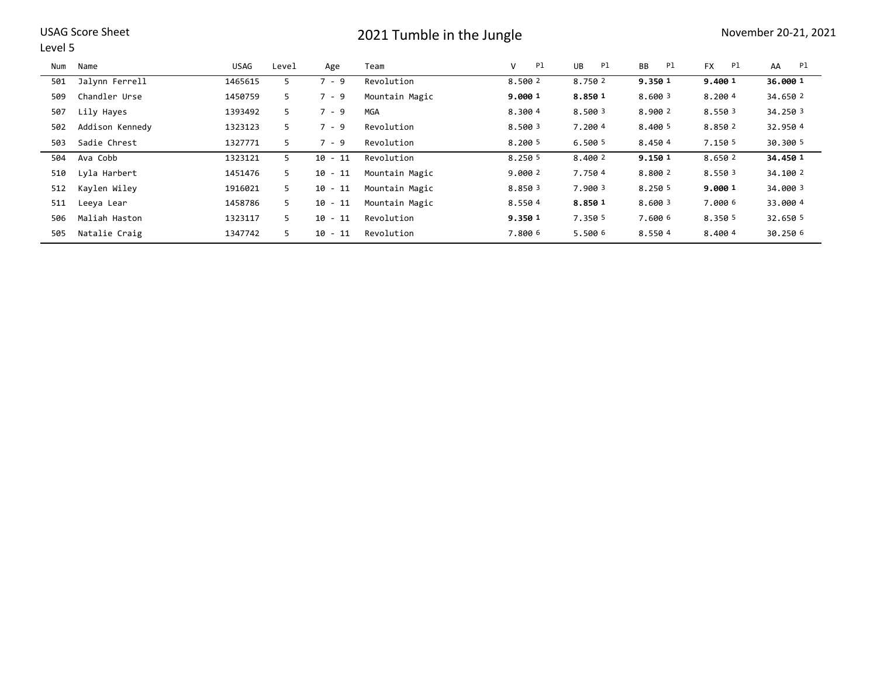USAG Score Sheet

# 2021 Tumble in the Jungle

November 20-21, 2021

Level 5

| Num | Name | USAG | Level | Age | Team | V | Pl | UB | Pl | BB | Pl | FX | Pl | AA | Pl |
|---|---|---|---|---|---|---|---|---|---|---|---|---|---|---|---|
| 501 | Jalynn Ferrell | 1465615 | 5 | 7 - 9 | Revolution | 8.500 | 2 | 8.750 | 2 | **9.350** | **1** | **9.400** | **1** | **36.000** | **1** |
| 509 | Chandler Urse | 1450759 | 5 | 7 - 9 | Mountain Magic | **9.000** | **1** | **8.850** | **1** | 8.600 | 3 | 8.200 | 4 | 34.650 | 2 |
| 507 | Lily Hayes | 1393492 | 5 | 7 - 9 | MGA | 8.300 | 4 | 8.500 | 3 | 8.900 | 2 | 8.550 | 3 | 34.250 | 3 |
| 502 | Addison Kennedy | 1323123 | 5 | 7 - 9 | Revolution | 8.500 | 3 | 7.200 | 4 | 8.400 | 5 | 8.850 | 2 | 32.950 | 4 |
| 503 | Sadie Chrest | 1327771 | 5 | 7 - 9 | Revolution | 8.200 | 5 | 6.500 | 5 | 8.450 | 4 | 7.150 | 5 | 30.300 | 5 |
| 504 | Ava Cobb | 1323121 | 5 | 10 - 11 | Revolution | 8.250 | 5 | 8.400 | 2 | **9.150** | **1** | 8.650 | 2 | **34.450** | **1** |
| 510 | Lyla Harbert | 1451476 | 5 | 10 - 11 | Mountain Magic | 9.000 | 2 | 7.750 | 4 | 8.800 | 2 | 8.550 | 3 | 34.100 | 2 |
| 512 | Kaylen Wiley | 1916021 | 5 | 10 - 11 | Mountain Magic | 8.850 | 3 | 7.900 | 3 | 8.250 | 5 | **9.000** | **1** | 34.000 | 3 |
| 511 | Leeya Lear | 1458786 | 5 | 10 - 11 | Mountain Magic | 8.550 | 4 | **8.850** | **1** | 8.600 | 3 | 7.000 | 6 | 33.000 | 4 |
| 506 | Maliah Haston | 1323117 | 5 | 10 - 11 | Revolution | **9.350** | **1** | 7.350 | 5 | 7.600 | 6 | 8.350 | 5 | 32.650 | 5 |
| 505 | Natalie Craig | 1347742 | 5 | 10 - 11 | Revolution | 7.800 | 6 | 5.500 | 6 | 8.550 | 4 | 8.400 | 4 | 30.250 | 6 |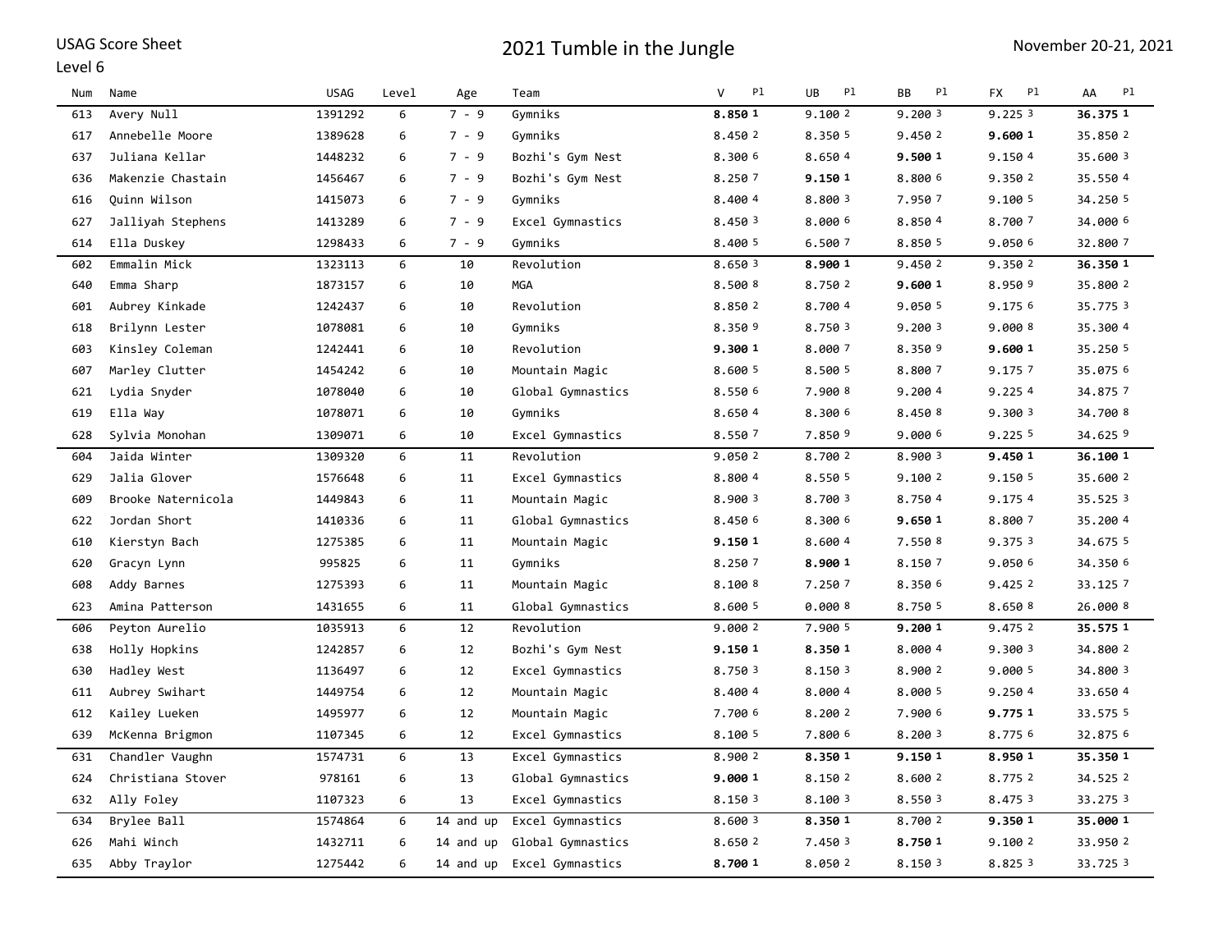USAG Score Sheet

Level 6

# 2021 Tumble in the Jungle

November 20-21, 2021

| Num | Name | USAG | Level | Age | Team | V | Pl | UB | Pl | BB | Pl | FX | Pl | AA | Pl |
|---|---|---|---|---|---|---|---|---|---|---|---|---|---|---|---|
| 613 | Avery Null | 1391292 | 6 | 7 - 9 | Gymniks | **8.850** | **1** | 9.100 | 2 | 9.200 | 3 | 9.225 | 3 | **36.375** | **1** |
| 617 | Annebelle Moore | 1389628 | 6 | 7 - 9 | Gymniks | 8.450 | 2 | 8.350 | 5 | 9.450 | 2 | **9.600** | **1** | 35.850 | 2 |
| 637 | Juliana Kellar | 1448232 | 6 | 7 - 9 | Bozhi's Gym Nest | 8.300 | 6 | 8.650 | 4 | **9.500** | **1** | 9.150 | 4 | 35.600 | 3 |
| 636 | Makenzie Chastain | 1456467 | 6 | 7 - 9 | Bozhi's Gym Nest | 8.250 | 7 | **9.150** | **1** | 8.800 | 6 | 9.350 | 2 | 35.550 | 4 |
| 616 | Quinn Wilson | 1415073 | 6 | 7 - 9 | Gymniks | 8.400 | 4 | 8.800 | 3 | 7.950 | 7 | 9.100 | 5 | 34.250 | 5 |
| 627 | Jalliyah Stephens | 1413289 | 6 | 7 - 9 | Excel Gymnastics | 8.450 | 3 | 8.000 | 6 | 8.850 | 4 | 8.700 | 7 | 34.000 | 6 |
| 614 | Ella Duskey | 1298433 | 6 | 7 - 9 | Gymniks | 8.400 | 5 | 6.500 | 7 | 8.850 | 5 | 9.050 | 6 | 32.800 | 7 |
| 602 | Emmalin Mick | 1323113 | 6 | 10 | Revolution | 8.650 | 3 | **8.900** | **1** | 9.450 | 2 | 9.350 | 2 | **36.350** | **1** |
| 640 | Emma Sharp | 1873157 | 6 | 10 | MGA | 8.500 | 8 | 8.750 | 2 | **9.600** | **1** | 8.950 | 9 | 35.800 | 2 |
| 601 | Aubrey Kinkade | 1242437 | 6 | 10 | Revolution | 8.850 | 2 | 8.700 | 4 | 9.050 | 5 | 9.175 | 6 | 35.775 | 3 |
| 618 | Brilynn Lester | 1078081 | 6 | 10 | Gymniks | 8.350 | 9 | 8.750 | 3 | 9.200 | 3 | 9.000 | 8 | 35.300 | 4 |
| 603 | Kinsley Coleman | 1242441 | 6 | 10 | Revolution | **9.300** | **1** | 8.000 | 7 | 8.350 | 9 | **9.600** | **1** | 35.250 | 5 |
| 607 | Marley Clutter | 1454242 | 6 | 10 | Mountain Magic | 8.600 | 5 | 8.500 | 5 | 8.800 | 7 | 9.175 | 7 | 35.075 | 6 |
| 621 | Lydia Snyder | 1078040 | 6 | 10 | Global Gymnastics | 8.550 | 6 | 7.900 | 8 | 9.200 | 4 | 9.225 | 4 | 34.875 | 7 |
| 619 | Ella Way | 1078071 | 6 | 10 | Gymniks | 8.650 | 4 | 8.300 | 6 | 8.450 | 8 | 9.300 | 3 | 34.700 | 8 |
| 628 | Sylvia Monohan | 1309071 | 6 | 10 | Excel Gymnastics | 8.550 | 7 | 7.850 | 9 | 9.000 | 6 | 9.225 | 5 | 34.625 | 9 |
| 604 | Jaida Winter | 1309320 | 6 | 11 | Revolution | 9.050 | 2 | 8.700 | 2 | 8.900 | 3 | **9.450** | **1** | **36.100** | **1** |
| 629 | Jalia Glover | 1576648 | 6 | 11 | Excel Gymnastics | 8.800 | 4 | 8.550 | 5 | 9.100 | 2 | 9.150 | 5 | 35.600 | 2 |
| 609 | Brooke Naternicola | 1449843 | 6 | 11 | Mountain Magic | 8.900 | 3 | 8.700 | 3 | 8.750 | 4 | 9.175 | 4 | 35.525 | 3 |
| 622 | Jordan Short | 1410336 | 6 | 11 | Global Gymnastics | 8.450 | 6 | 8.300 | 6 | **9.650** | **1** | 8.800 | 7 | 35.200 | 4 |
| 610 | Kierstyn Bach | 1275385 | 6 | 11 | Mountain Magic | **9.150** | **1** | 8.600 | 4 | 7.550 | 8 | 9.375 | 3 | 34.675 | 5 |
| 620 | Gracyn Lynn | 995825 | 6 | 11 | Gymniks | 8.250 | 7 | **8.900** | **1** | 8.150 | 7 | 9.050 | 6 | 34.350 | 6 |
| 608 | Addy Barnes | 1275393 | 6 | 11 | Mountain Magic | 8.100 | 8 | 7.250 | 7 | 8.350 | 6 | 9.425 | 2 | 33.125 | 7 |
| 623 | Amina Patterson | 1431655 | 6 | 11 | Global Gymnastics | 8.600 | 5 | 0.000 | 8 | 8.750 | 5 | 8.650 | 8 | 26.000 | 8 |
| 606 | Peyton Aurelio | 1035913 | 6 | 12 | Revolution | 9.000 | 2 | 7.900 | 5 | **9.200** | **1** | 9.475 | 2 | **35.575** | **1** |
| 638 | Holly Hopkins | 1242857 | 6 | 12 | Bozhi's Gym Nest | **9.150** | **1** | **8.350** | **1** | 8.000 | 4 | 9.300 | 3 | 34.800 | 2 |
| 630 | Hadley West | 1136497 | 6 | 12 | Excel Gymnastics | 8.750 | 3 | 8.150 | 3 | 8.900 | 2 | 9.000 | 5 | 34.800 | 3 |
| 611 | Aubrey Swihart | 1449754 | 6 | 12 | Mountain Magic | 8.400 | 4 | 8.000 | 4 | 8.000 | 5 | 9.250 | 4 | 33.650 | 4 |
| 612 | Kailey Lueken | 1495977 | 6 | 12 | Mountain Magic | 7.700 | 6 | 8.200 | 2 | 7.900 | 6 | **9.775** | **1** | 33.575 | 5 |
| 639 | McKenna Brigmon | 1107345 | 6 | 12 | Excel Gymnastics | 8.100 | 5 | 7.800 | 6 | 8.200 | 3 | 8.775 | 6 | 32.875 | 6 |
| 631 | Chandler Vaughn | 1574731 | 6 | 13 | Excel Gymnastics | 8.900 | 2 | **8.350** | **1** | **9.150** | **1** | **8.950** | **1** | **35.350** | **1** |
| 624 | Christiana Stover | 978161 | 6 | 13 | Global Gymnastics | **9.000** | **1** | 8.150 | 2 | 8.600 | 2 | 8.775 | 2 | 34.525 | 2 |
| 632 | Ally Foley | 1107323 | 6 | 13 | Excel Gymnastics | 8.150 | 3 | 8.100 | 3 | 8.550 | 3 | 8.475 | 3 | 33.275 | 3 |
| 634 | Brylee Ball | 1574864 | 6 | 14 and up | Excel Gymnastics | 8.600 | 3 | **8.350** | **1** | 8.700 | 2 | **9.350** | **1** | **35.000** | **1** |
| 626 | Mahi Winch | 1432711 | 6 | 14 and up | Global Gymnastics | 8.650 | 2 | 7.450 | 3 | **8.750** | **1** | 9.100 | 2 | 33.950 | 2 |
| 635 | Abby Traylor | 1275442 | 6 | 14 and up | Excel Gymnastics | **8.700** | **1** | 8.050 | 2 | 8.150 | 3 | 8.825 | 3 | 33.725 | 3 |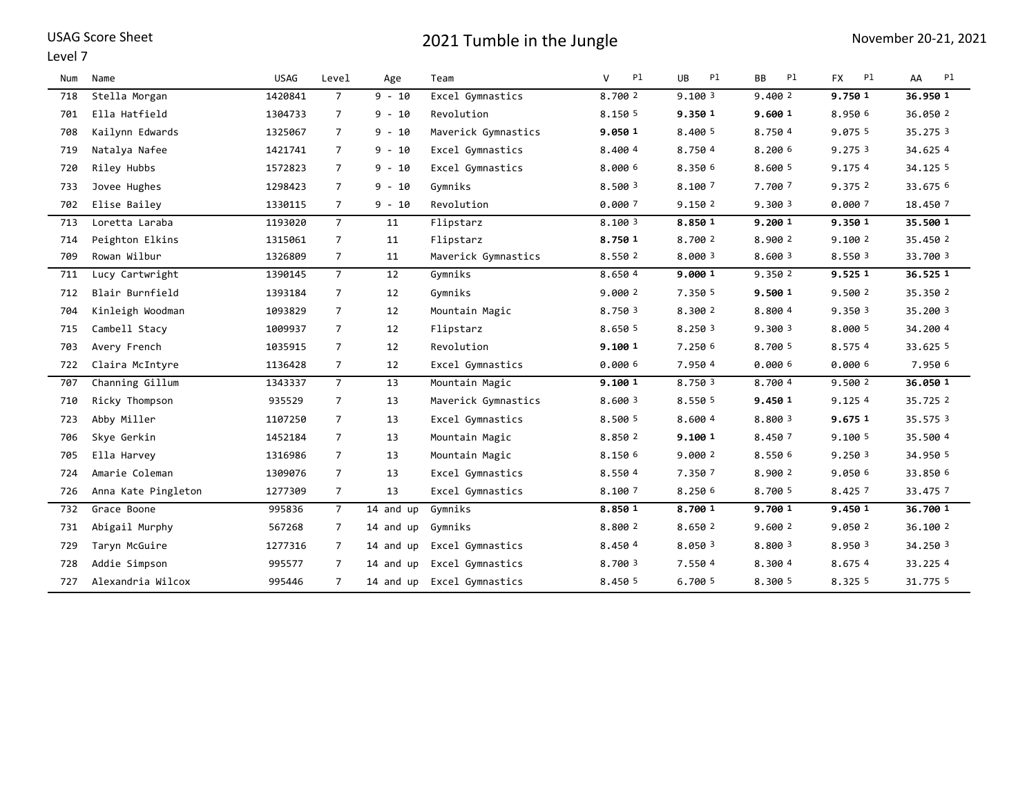USAG Score Sheet

Level 7

# 2021 Tumble in the Jungle

November 20-21, 2021

| Num | Name | USAG | Level | Age | Team | V | Pl | UB | Pl | BB | Pl | FX | Pl | AA | Pl |
|---|---|---|---|---|---|---|---|---|---|---|---|---|---|---|---|
| 718 | Stella Morgan | 1420841 | 7 | 9 - 10 | Excel Gymnastics | 8.700 | 2 | 9.100 | 3 | 9.400 | 2 | **9.750** | **1** | **36.950** | **1** |
| 701 | Ella Hatfield | 1304733 | 7 | 9 - 10 | Revolution | 8.150 | 5 | **9.350** | **1** | **9.600** | **1** | 8.950 | 6 | 36.050 | 2 |
| 708 | Kailynn Edwards | 1325067 | 7 | 9 - 10 | Maverick Gymnastics | **9.050** | **1** | 8.400 | 5 | 8.750 | 4 | 9.075 | 5 | 35.275 | 3 |
| 719 | Natalya Nafee | 1421741 | 7 | 9 - 10 | Excel Gymnastics | 8.400 | 4 | 8.750 | 4 | 8.200 | 6 | 9.275 | 3 | 34.625 | 4 |
| 720 | Riley Hubbs | 1572823 | 7 | 9 - 10 | Excel Gymnastics | 8.000 | 6 | 8.350 | 6 | 8.600 | 5 | 9.175 | 4 | 34.125 | 5 |
| 733 | Jovee Hughes | 1298423 | 7 | 9 - 10 | Gymniks | 8.500 | 3 | 8.100 | 7 | 7.700 | 7 | 9.375 | 2 | 33.675 | 6 |
| 702 | Elise Bailey | 1330115 | 7 | 9 - 10 | Revolution | 0.000 | 7 | 9.150 | 2 | 9.300 | 3 | 0.000 | 7 | 18.450 | 7 |
| 713 | Loretta Laraba | 1193020 | 7 | 11 | Flipstarz | 8.100 | 3 | **8.850** | **1** | **9.200** | **1** | **9.350** | **1** | **35.500** | **1** |
| 714 | Peighton Elkins | 1315061 | 7 | 11 | Flipstarz | **8.750** | **1** | 8.700 | 2 | 8.900 | 2 | 9.100 | 2 | 35.450 | 2 |
| 709 | Rowan Wilbur | 1326809 | 7 | 11 | Maverick Gymnastics | 8.550 | 2 | 8.000 | 3 | 8.600 | 3 | 8.550 | 3 | 33.700 | 3 |
| 711 | Lucy Cartwright | 1390145 | 7 | 12 | Gymniks | 8.650 | 4 | **9.000** | **1** | 9.350 | 2 | **9.525** | **1** | **36.525** | **1** |
| 712 | Blair Burnfield | 1393184 | 7 | 12 | Gymniks | 9.000 | 2 | 7.350 | 5 | **9.500** | **1** | 9.500 | 2 | 35.350 | 2 |
| 704 | Kinleigh Woodman | 1093829 | 7 | 12 | Mountain Magic | 8.750 | 3 | 8.300 | 2 | 8.800 | 4 | 9.350 | 3 | 35.200 | 3 |
| 715 | Cambell Stacy | 1009937 | 7 | 12 | Flipstarz | 8.650 | 5 | 8.250 | 3 | 9.300 | 3 | 8.000 | 5 | 34.200 | 4 |
| 703 | Avery French | 1035915 | 7 | 12 | Revolution | **9.100** | **1** | 7.250 | 6 | 8.700 | 5 | 8.575 | 4 | 33.625 | 5 |
| 722 | Claira McIntyre | 1136428 | 7 | 12 | Excel Gymnastics | 0.000 | 6 | 7.950 | 4 | 0.000 | 6 | 0.000 | 6 | 7.950 | 6 |
| 707 | Channing Gillum | 1343337 | 7 | 13 | Mountain Magic | **9.100** | **1** | 8.750 | 3 | 8.700 | 4 | 9.500 | 2 | **36.050** | **1** |
| 710 | Ricky Thompson | 935529 | 7 | 13 | Maverick Gymnastics | 8.600 | 3 | 8.550 | 5 | **9.450** | **1** | 9.125 | 4 | 35.725 | 2 |
| 723 | Abby Miller | 1107250 | 7 | 13 | Excel Gymnastics | 8.500 | 5 | 8.600 | 4 | 8.800 | 3 | **9.675** | **1** | 35.575 | 3 |
| 706 | Skye Gerkin | 1452184 | 7 | 13 | Mountain Magic | 8.850 | 2 | **9.100** | **1** | 8.450 | 7 | 9.100 | 5 | 35.500 | 4 |
| 705 | Ella Harvey | 1316986 | 7 | 13 | Mountain Magic | 8.150 | 6 | 9.000 | 2 | 8.550 | 6 | 9.250 | 3 | 34.950 | 5 |
| 724 | Amarie Coleman | 1309076 | 7 | 13 | Excel Gymnastics | 8.550 | 4 | 7.350 | 7 | 8.900 | 2 | 9.050 | 6 | 33.850 | 6 |
| 726 | Anna Kate Pingleton | 1277309 | 7 | 13 | Excel Gymnastics | 8.100 | 7 | 8.250 | 6 | 8.700 | 5 | 8.425 | 7 | 33.475 | 7 |
| 732 | Grace Boone | 995836 | 7 | 14 and up | Gymniks | **8.850** | **1** | **8.700** | **1** | **9.700** | **1** | **9.450** | **1** | **36.700** | **1** |
| 731 | Abigail Murphy | 567268 | 7 | 14 and up | Gymniks | 8.800 | 2 | 8.650 | 2 | 9.600 | 2 | 9.050 | 2 | 36.100 | 2 |
| 729 | Taryn McGuire | 1277316 | 7 | 14 and up | Excel Gymnastics | 8.450 | 4 | 8.050 | 3 | 8.800 | 3 | 8.950 | 3 | 34.250 | 3 |
| 728 | Addie Simpson | 995577 | 7 | 14 and up | Excel Gymnastics | 8.700 | 3 | 7.550 | 4 | 8.300 | 4 | 8.675 | 4 | 33.225 | 4 |
| 727 | Alexandria Wilcox | 995446 | 7 | 14 and up | Excel Gymnastics | 8.450 | 5 | 6.700 | 5 | 8.300 | 5 | 8.325 | 5 | 31.775 | 5 |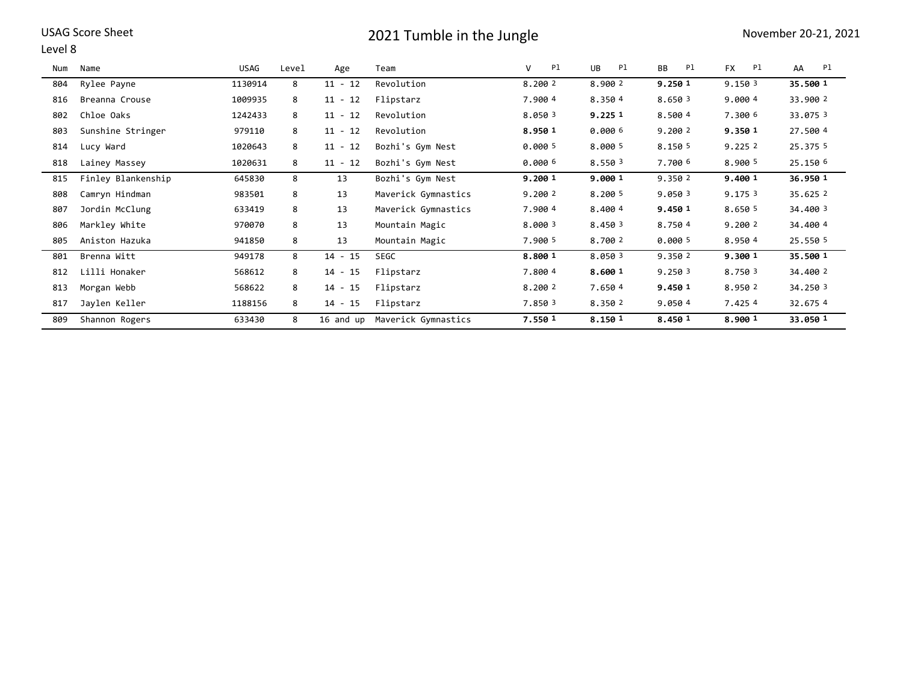USAG Score Sheet

# 2021 Tumble in the Jungle

November 20-21, 2021

Level 8

| Num | Name | USAG | Level | Age | Team | V | Pl | UB | Pl | BB | Pl | FX | Pl | AA | Pl |
|---|---|---|---|---|---|---|---|---|---|---|---|---|---|---|---|
| 804 | Rylee Payne | 1130914 | 8 | 11 - 12 | Revolution | 8.200 | 2 | 8.900 | 2 | **9.250** | **1** | 9.150 | 3 | **35.500** | **1** |
| 816 | Breanna Crouse | 1009935 | 8 | 11 - 12 | Flipstarz | 7.900 | 4 | 8.350 | 4 | 8.650 | 3 | 9.000 | 4 | 33.900 | 2 |
| 802 | Chloe Oaks | 1242433 | 8 | 11 - 12 | Revolution | 8.050 | 3 | **9.225** | **1** | 8.500 | 4 | 7.300 | 6 | 33.075 | 3 |
| 803 | Sunshine Stringer | 979110 | 8 | 11 - 12 | Revolution | **8.950** | **1** | 0.000 | 6 | 9.200 | 2 | **9.350** | **1** | 27.500 | 4 |
| 814 | Lucy Ward | 1020643 | 8 | 11 - 12 | Bozhi's Gym Nest | 0.000 | 5 | 8.000 | 5 | 8.150 | 5 | 9.225 | 2 | 25.375 | 5 |
| 818 | Lainey Massey | 1020631 | 8 | 11 - 12 | Bozhi's Gym Nest | 0.000 | 6 | 8.550 | 3 | 7.700 | 6 | 8.900 | 5 | 25.150 | 6 |
| 815 | Finley Blankenship | 645830 | 8 | 13 | Bozhi's Gym Nest | **9.200** | **1** | **9.000** | **1** | 9.350 | 2 | **9.400** | **1** | **36.950** | **1** |
| 808 | Camryn Hindman | 983501 | 8 | 13 | Maverick Gymnastics | 9.200 | 2 | 8.200 | 5 | 9.050 | 3 | 9.175 | 3 | 35.625 | 2 |
| 807 | Jordin McClung | 633419 | 8 | 13 | Maverick Gymnastics | 7.900 | 4 | 8.400 | 4 | **9.450** | **1** | 8.650 | 5 | 34.400 | 3 |
| 806 | Markley White | 970070 | 8 | 13 | Mountain Magic | 8.000 | 3 | 8.450 | 3 | 8.750 | 4 | 9.200 | 2 | 34.400 | 4 |
| 805 | Aniston Hazuka | 941850 | 8 | 13 | Mountain Magic | 7.900 | 5 | 8.700 | 2 | 0.000 | 5 | 8.950 | 4 | 25.550 | 5 |
| 801 | Brenna Witt | 949178 | 8 | 14 - 15 | SEGC | **8.800** | **1** | 8.050 | 3 | 9.350 | 2 | **9.300** | **1** | **35.500** | **1** |
| 812 | Lilli Honaker | 568612 | 8 | 14 - 15 | Flipstarz | 7.800 | 4 | **8.600** | **1** | 9.250 | 3 | 8.750 | 3 | 34.400 | 2 |
| 813 | Morgan Webb | 568622 | 8 | 14 - 15 | Flipstarz | 8.200 | 2 | 7.650 | 4 | **9.450** | **1** | 8.950 | 2 | 34.250 | 3 |
| 817 | Jaylen Keller | 1188156 | 8 | 14 - 15 | Flipstarz | 7.850 | 3 | 8.350 | 2 | 9.050 | 4 | 7.425 | 4 | 32.675 | 4 |
| 809 | Shannon Rogers | 633430 | 8 | 16 and up | Maverick Gymnastics | **7.550** | **1** | **8.150** | **1** | **8.450** | **1** | **8.900** | **1** | **33.050** | **1** |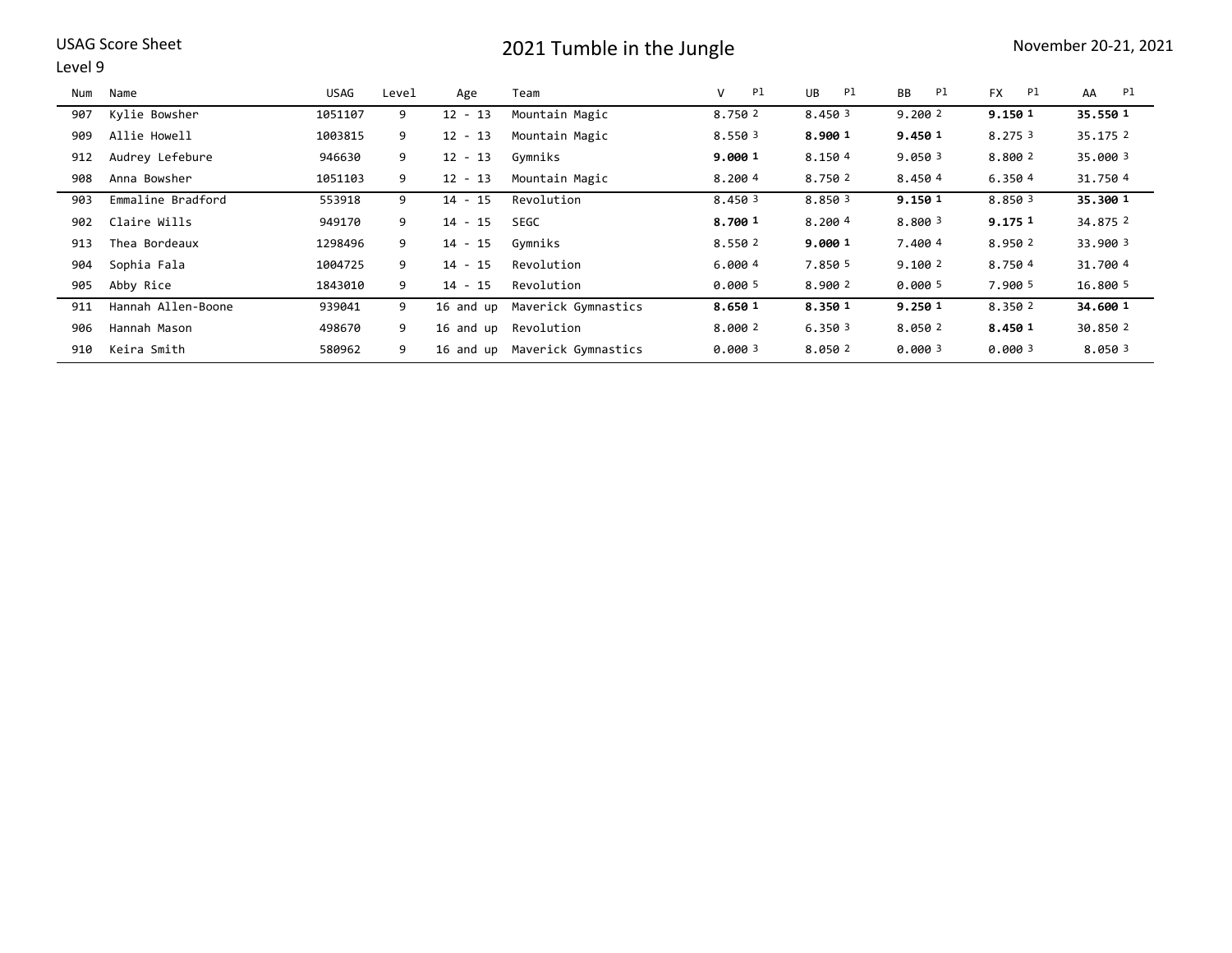USAG Score Sheet

# 2021 Tumble in the Jungle

November 20-21, 2021

Level 9

| Num | Name | USAG | Level | Age | Team | V | Pl | UB | Pl | BB | Pl | FX | Pl | AA | Pl |
|---|---|---|---|---|---|---|---|---|---|---|---|---|---|---|---|
| 907 | Kylie Bowsher | 1051107 | 9 | 12 - 13 | Mountain Magic | 8.750 | 2 | 8.450 | 3 | 9.200 | 2 | **9.150** | **1** | **35.550** | **1** |
| 909 | Allie Howell | 1003815 | 9 | 12 - 13 | Mountain Magic | 8.550 | 3 | **8.900** | **1** | **9.450** | **1** | 8.275 | 3 | 35.175 | 2 |
| 912 | Audrey Lefebure | 946630 | 9 | 12 - 13 | Gymniks | **9.000** | **1** | 8.150 | 4 | 9.050 | 3 | 8.800 | 2 | 35.000 | 3 |
| 908 | Anna Bowsher | 1051103 | 9 | 12 - 13 | Mountain Magic | 8.200 | 4 | 8.750 | 2 | 8.450 | 4 | 6.350 | 4 | 31.750 | 4 |
| 903 | Emmaline Bradford | 553918 | 9 | 14 - 15 | Revolution | 8.450 | 3 | 8.850 | 3 | **9.150** | **1** | 8.850 | 3 | **35.300** | **1** |
| 902 | Claire Wills | 949170 | 9 | 14 - 15 | SEGC | **8.700** | **1** | 8.200 | 4 | 8.800 | 3 | **9.175** | **1** | 34.875 | 2 |
| 913 | Thea Bordeaux | 1298496 | 9 | 14 - 15 | Gymniks | 8.550 | 2 | **9.000** | **1** | 7.400 | 4 | 8.950 | 2 | 33.900 | 3 |
| 904 | Sophia Fala | 1004725 | 9 | 14 - 15 | Revolution | 6.000 | 4 | 7.850 | 5 | 9.100 | 2 | 8.750 | 4 | 31.700 | 4 |
| 905 | Abby Rice | 1843010 | 9 | 14 - 15 | Revolution | 0.000 | 5 | 8.900 | 2 | 0.000 | 5 | 7.900 | 5 | 16.800 | 5 |
| 911 | Hannah Allen-Boone | 939041 | 9 | 16 and up | Maverick Gymnastics | **8.650** | **1** | **8.350** | **1** | **9.250** | **1** | 8.350 | 2 | **34.600** | **1** |
| 906 | Hannah Mason | 498670 | 9 | 16 and up | Revolution | 8.000 | 2 | 6.350 | 3 | 8.050 | 2 | **8.450** | **1** | 30.850 | 2 |
| 910 | Keira Smith | 580962 | 9 | 16 and up | Maverick Gymnastics | 0.000 | 3 | 8.050 | 2 | 0.000 | 3 | 0.000 | 3 | 8.050 | 3 |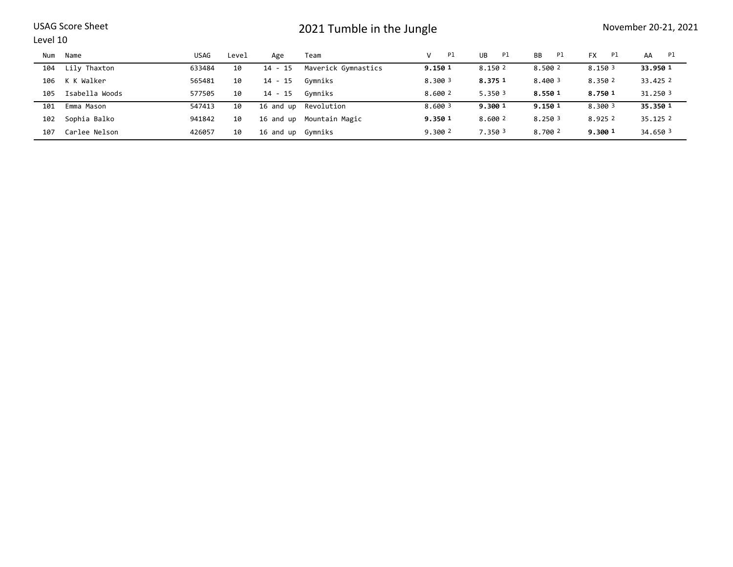USAG Score Sheet

Level 10

# 2021 Tumble in the Jungle

November 20-21, 2021

| Num | Name | USAG | Level | Age | Team | V | Pl | UB | Pl | BB | Pl | FX | Pl | AA | Pl |
|---|---|---|---|---|---|---|---|---|---|---|---|---|---|---|---|
| 104 | Lily Thaxton | 633484 | 10 | 14 - 15 | Maverick Gymnastics | **9.150** | **1** | 8.150 | 2 | 8.500 | 2 | 8.150 | 3 | **33.950** | **1** |
| 106 | K K Walker | 565481 | 10 | 14 - 15 | Gymniks | 8.300 | 3 | **8.375** | **1** | 8.400 | 3 | 8.350 | 2 | 33.425 | 2 |
| 105 | Isabella Woods | 577505 | 10 | 14 - 15 | Gymniks | 8.600 | 2 | 5.350 | 3 | **8.550** | **1** | **8.750** | **1** | 31.250 | 3 |
| 101 | Emma Mason | 547413 | 10 | 16 and up | Revolution | 8.600 | 3 | **9.300** | **1** | **9.150** | **1** | 8.300 | 3 | **35.350** | **1** |
| 102 | Sophia Balko | 941842 | 10 | 16 and up | Mountain Magic | **9.350** | **1** | 8.600 | 2 | 8.250 | 3 | 8.925 | 2 | 35.125 | 2 |
| 107 | Carlee Nelson | 426057 | 10 | 16 and up | Gymniks | 9.300 | 2 | 7.350 | 3 | 8.700 | 2 | **9.300** | **1** | 34.650 | 3 |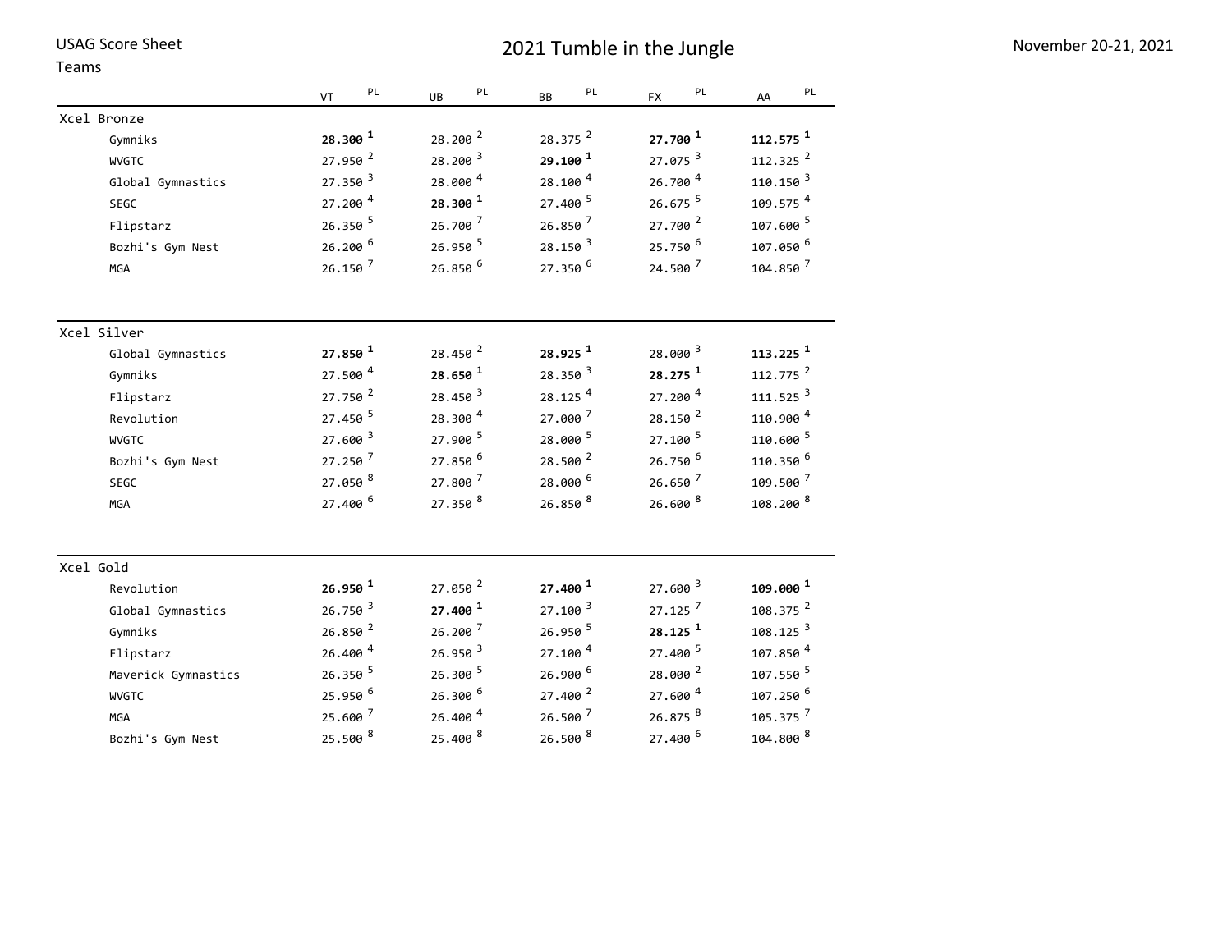USAG Score Sheet
Teams

# 2021 Tumble in the Jungle

November 20-21, 2021

| | VT | PL | UB | PL | BB | PL | FX | PL | AA | PL |
|---|---|---|---|---|---|---|---|---|---|---|
| **Xcel Bronze** | | | | | | | | | | |
| Gymniks | **28.300** | **1** | 28.200 | 2 | 28.375 | 2 | **27.700** | **1** | **112.575** | **1** |
| WVGTC | 27.950 | 2 | 28.200 | 3 | **29.100** | **1** | 27.075 | 3 | 112.325 | 2 |
| Global Gymnastics | 27.350 | 3 | 28.000 | 4 | 28.100 | 4 | 26.700 | 4 | 110.150 | 3 |
| SEGC | 27.200 | 4 | **28.300** | **1** | 27.400 | 5 | 26.675 | 5 | 109.575 | 4 |
| Flipstarz | 26.350 | 5 | 26.700 | 7 | 26.850 | 7 | 27.700 | 2 | 107.600 | 5 |
| Bozhi's Gym Nest | 26.200 | 6 | 26.950 | 5 | 28.150 | 3 | 25.750 | 6 | 107.050 | 6 |
| MGA | 26.150 | 7 | 26.850 | 6 | 27.350 | 6 | 24.500 | 7 | 104.850 | 7 |
| **Xcel Silver** | | | | | | | | | | |
| Global Gymnastics | **27.850** | **1** | 28.450 | 2 | **28.925** | **1** | 28.000 | 3 | **113.225** | **1** |
| Gymniks | 27.500 | 4 | **28.650** | **1** | 28.350 | 3 | **28.275** | **1** | 112.775 | 2 |
| Flipstarz | 27.750 | 2 | 28.450 | 3 | 28.125 | 4 | 27.200 | 4 | 111.525 | 3 |
| Revolution | 27.450 | 5 | 28.300 | 4 | 27.000 | 7 | 28.150 | 2 | 110.900 | 4 |
| WVGTC | 27.600 | 3 | 27.900 | 5 | 28.000 | 5 | 27.100 | 5 | 110.600 | 5 |
| Bozhi's Gym Nest | 27.250 | 7 | 27.850 | 6 | 28.500 | 2 | 26.750 | 6 | 110.350 | 6 |
| SEGC | 27.050 | 8 | 27.800 | 7 | 28.000 | 6 | 26.650 | 7 | 109.500 | 7 |
| MGA | 27.400 | 6 | 27.350 | 8 | 26.850 | 8 | 26.600 | 8 | 108.200 | 8 |
| **Xcel Gold** | | | | | | | | | | |
| Revolution | **26.950** | **1** | 27.050 | 2 | **27.400** | **1** | 27.600 | 3 | **109.000** | **1** |
| Global Gymnastics | 26.750 | 3 | **27.400** | **1** | 27.100 | 3 | 27.125 | 7 | 108.375 | 2 |
| Gymniks | 26.850 | 2 | 26.200 | 7 | 26.950 | 5 | **28.125** | **1** | 108.125 | 3 |
| Flipstarz | 26.400 | 4 | 26.950 | 3 | 27.100 | 4 | 27.400 | 5 | 107.850 | 4 |
| Maverick Gymnastics | 26.350 | 5 | 26.300 | 5 | 26.900 | 6 | 28.000 | 2 | 107.550 | 5 |
| WVGTC | 25.950 | 6 | 26.300 | 6 | 27.400 | 2 | 27.600 | 4 | 107.250 | 6 |
| MGA | 25.600 | 7 | 26.400 | 4 | 26.500 | 7 | 26.875 | 8 | 105.375 | 7 |
| Bozhi's Gym Nest | 25.500 | 8 | 25.400 | 8 | 26.500 | 8 | 27.400 | 6 | 104.800 | 8 |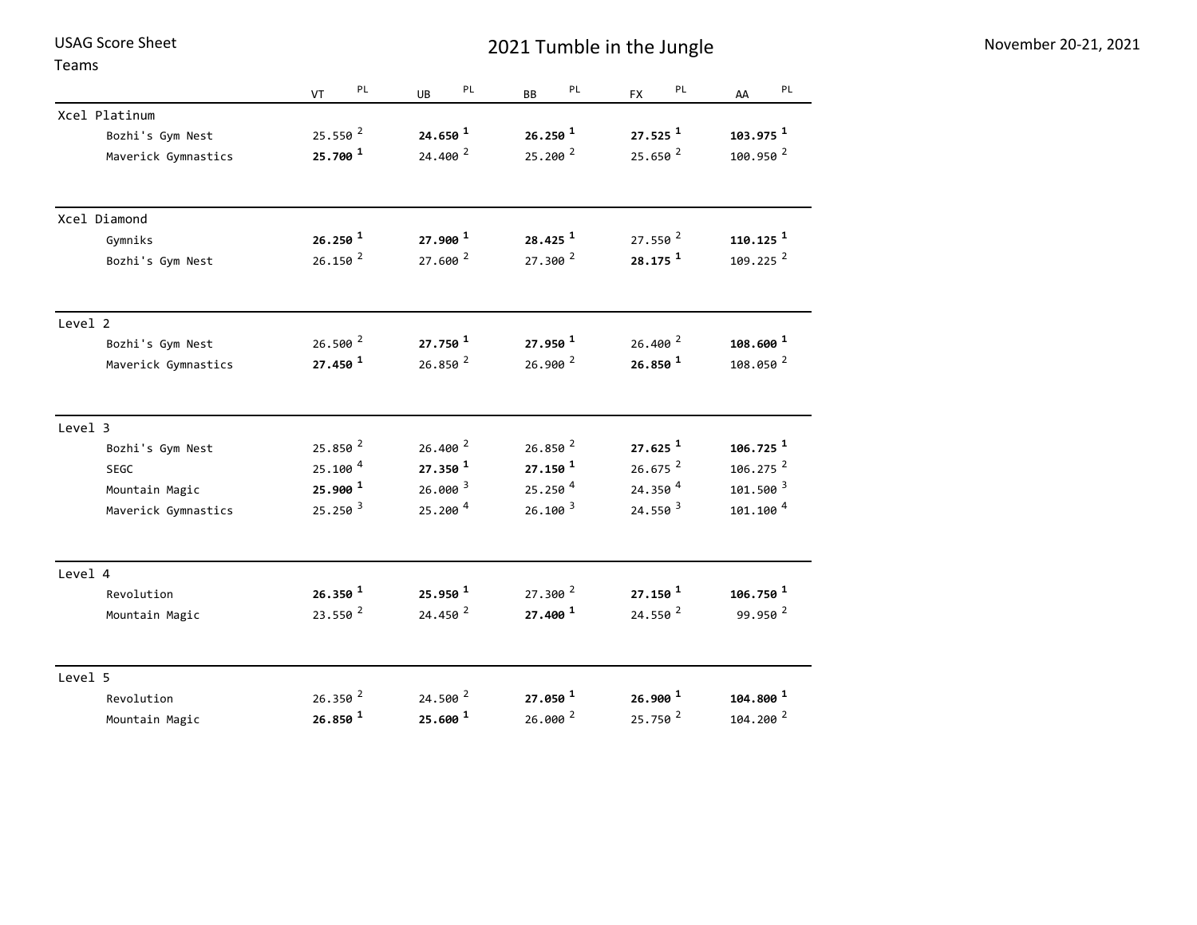USAG Score Sheet
Teams

# 2021 Tumble in the Jungle

November 20-21, 2021

| | VT | PL | UB | PL | BB | PL | FX | PL | AA | PL |
|---|---|---|---|---|---|---|---|---|---|---|
| **Xcel Platinum** | | | | | | | | | | |
| Bozhi's Gym Nest | 25.550 | 2 | **24.650** | **1** | **26.250** | **1** | **27.525** | **1** | **103.975** | **1** |
| Maverick Gymnastics | **25.700** | **1** | 24.400 | 2 | 25.200 | 2 | 25.650 | 2 | 100.950 | 2 |
| **Xcel Diamond** | | | | | | | | | | |
| Gymniks | **26.250** | **1** | **27.900** | **1** | **28.425** | **1** | 27.550 | 2 | **110.125** | **1** |
| Bozhi's Gym Nest | 26.150 | 2 | 27.600 | 2 | 27.300 | 2 | **28.175** | **1** | 109.225 | 2 |
| **Level 2** | | | | | | | | | | |
| Bozhi's Gym Nest | 26.500 | 2 | **27.750** | **1** | **27.950** | **1** | 26.400 | 2 | **108.600** | **1** |
| Maverick Gymnastics | **27.450** | **1** | 26.850 | 2 | 26.900 | 2 | **26.850** | **1** | 108.050 | 2 |
| **Level 3** | | | | | | | | | | |
| Bozhi's Gym Nest | 25.850 | 2 | 26.400 | 2 | 26.850 | 2 | **27.625** | **1** | **106.725** | **1** |
| SEGC | 25.100 | 4 | **27.350** | **1** | **27.150** | **1** | 26.675 | 2 | 106.275 | 2 |
| Mountain Magic | **25.900** | **1** | 26.000 | 3 | 25.250 | 4 | 24.350 | 4 | 101.500 | 3 |
| Maverick Gymnastics | 25.250 | 3 | 25.200 | 4 | 26.100 | 3 | 24.550 | 3 | 101.100 | 4 |
| **Level 4** | | | | | | | | | | |
| Revolution | **26.350** | **1** | **25.950** | **1** | 27.300 | 2 | **27.150** | **1** | **106.750** | **1** |
| Mountain Magic | 23.550 | 2 | 24.450 | 2 | **27.400** | **1** | 24.550 | 2 | 99.950 | 2 |
| **Level 5** | | | | | | | | | | |
| Revolution | 26.350 | 2 | 24.500 | 2 | **27.050** | **1** | **26.900** | **1** | **104.800** | **1** |
| Mountain Magic | **26.850** | **1** | **25.600** | **1** | 26.000 | 2 | 25.750 | 2 | 104.200 | 2 |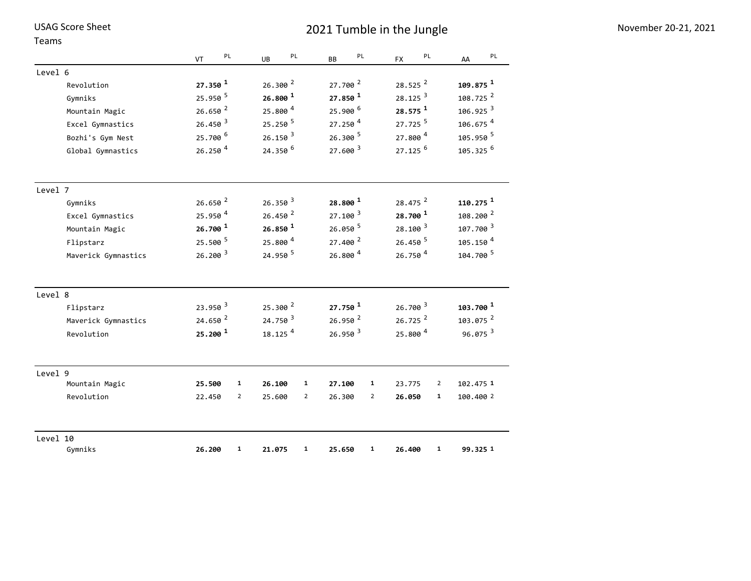USAG Score Sheet

Teams

# 2021 Tumble in the Jungle

November 20-21, 2021

| | VT | PL | UB | PL | BB | PL | FX | PL | AA | PL |
|---|---|---|---|---|---|---|---|---|---|---|
| **Level 6** | | | | | | | | | | |
| Revolution | **27.350** | **1** | 26.300 | 2 | 27.700 | 2 | 28.525 | 2 | **109.875** | **1** |
| Gymniks | 25.950 | 5 | **26.800** | **1** | **27.850** | **1** | 28.125 | 3 | 108.725 | 2 |
| Mountain Magic | 26.650 | 2 | 25.800 | 4 | 25.900 | 6 | **28.575** | **1** | 106.925 | 3 |
| Excel Gymnastics | 26.450 | 3 | 25.250 | 5 | 27.250 | 4 | 27.725 | 5 | 106.675 | 4 |
| Bozhi's Gym Nest | 25.700 | 6 | 26.150 | 3 | 26.300 | 5 | 27.800 | 4 | 105.950 | 5 |
| Global Gymnastics | 26.250 | 4 | 24.350 | 6 | 27.600 | 3 | 27.125 | 6 | 105.325 | 6 |
| **Level 7** | | | | | | | | | | |
| Gymniks | 26.650 | 2 | 26.350 | 3 | **28.800** | **1** | 28.475 | 2 | **110.275** | **1** |
| Excel Gymnastics | 25.950 | 4 | 26.450 | 2 | 27.100 | 3 | **28.700** | **1** | 108.200 | 2 |
| Mountain Magic | **26.700** | **1** | **26.850** | **1** | 26.050 | 5 | 28.100 | 3 | 107.700 | 3 |
| Flipstarz | 25.500 | 5 | 25.800 | 4 | 27.400 | 2 | 26.450 | 5 | 105.150 | 4 |
| Maverick Gymnastics | 26.200 | 3 | 24.950 | 5 | 26.800 | 4 | 26.750 | 4 | 104.700 | 5 |
| **Level 8** | | | | | | | | | | |
| Flipstarz | 23.950 | 3 | 25.300 | 2 | **27.750** | **1** | 26.700 | 3 | **103.700** | **1** |
| Maverick Gymnastics | 24.650 | 2 | 24.750 | 3 | 26.950 | 2 | 26.725 | 2 | 103.075 | 2 |
| Revolution | **25.200** | **1** | 18.125 | 4 | 26.950 | 3 | 25.800 | 4 | 96.075 | 3 |
| **Level 9** | | | | | | | | | | |
| Mountain Magic | **25.500** | **1** | **26.100** | **1** | **27.100** | **1** | 23.775 | 2 | 102.475 | 1 |
| Revolution | 22.450 | 2 | 25.600 | 2 | 26.300 | 2 | **26.050** | **1** | 100.400 | 2 |
| **Level 10** | | | | | | | | | | |
| Gymniks | **26.200** | **1** | **21.075** | **1** | **25.650** | **1** | **26.400** | **1** | **99.325** | **1** |